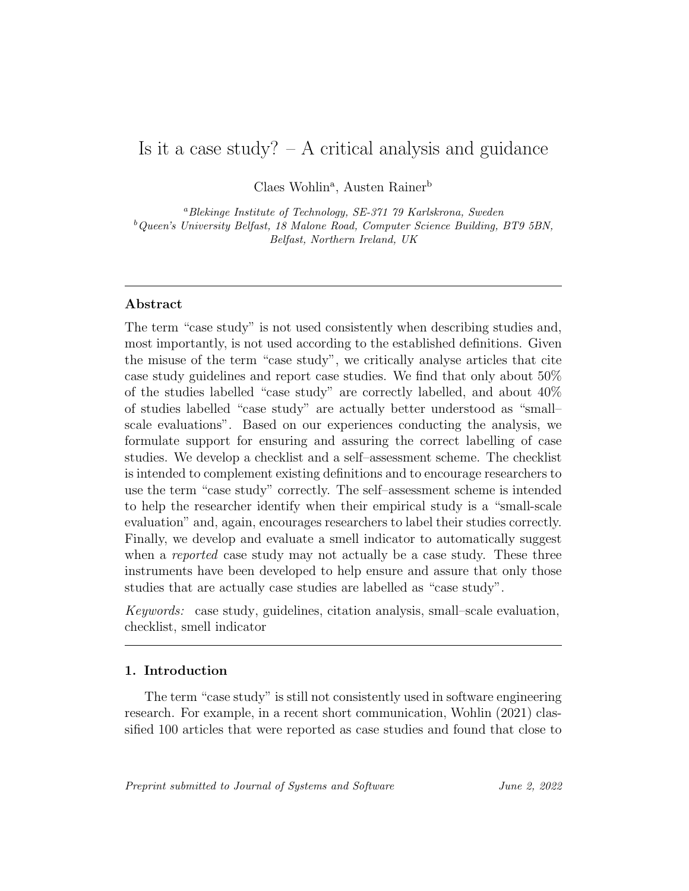# Is it a case study? – A critical analysis and guidance

Claes Wohlin[a], Austen Rainer[b]

[a]*Blekinge Institute of Technology, SE-371 79 Karlskrona, Sweden*
[b]*Queen's University Belfast, 18 Malone Road, Computer Science Building, BT9 5BN, Belfast, Northern Ireland, UK*

---

## Abstract

The term "case study" is not used consistently when describing studies and, most importantly, is not used according to the established definitions. Given the misuse of the term "case study", we critically analyse articles that cite case study guidelines and report case studies. We find that only about 50% of the studies labelled "case study" are correctly labelled, and about 40% of studies labelled "case study" are actually better understood as "small–scale evaluations". Based on our experiences conducting the analysis, we formulate support for ensuring and assuring the correct labelling of case studies. We develop a checklist and a self–assessment scheme. The checklist is intended to complement existing definitions and to encourage researchers to use the term "case study" correctly. The self–assessment scheme is intended to help the researcher identify when their empirical study is a "small-scale evaluation" and, again, encourages researchers to label their studies correctly. Finally, we develop and evaluate a smell indicator to automatically suggest when a *reported* case study may not actually be a case study. These three instruments have been developed to help ensure and assure that only those studies that are actually case studies are labelled as "case study".

*Keywords:* case study, guidelines, citation analysis, small–scale evaluation, checklist, smell indicator

---

## 1. Introduction

The term "case study" is still not consistently used in software engineering research. For example, in a recent short communication, Wohlin (2021) classified 100 articles that were reported as case studies and found that close to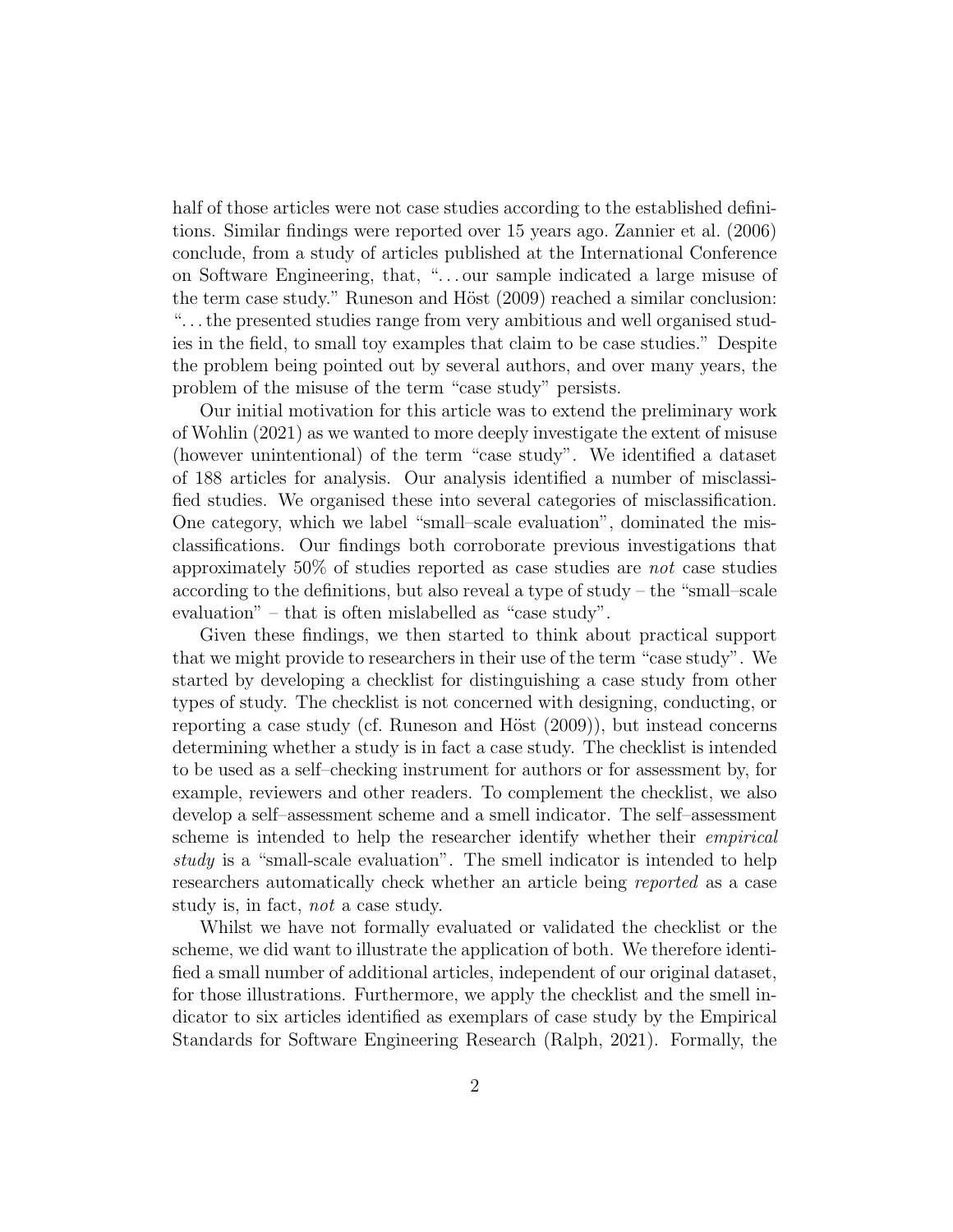half of those articles were not case studies according to the established definitions. Similar findings were reported over 15 years ago. Zannier et al. (2006) conclude, from a study of articles published at the International Conference on Software Engineering, that, "...our sample indicated a large misuse of the term case study." Runeson and Höst (2009) reached a similar conclusion: "...the presented studies range from very ambitious and well organised studies in the field, to small toy examples that claim to be case studies." Despite the problem being pointed out by several authors, and over many years, the problem of the misuse of the term "case study" persists.

Our initial motivation for this article was to extend the preliminary work of Wohlin (2021) as we wanted to more deeply investigate the extent of misuse (however unintentional) of the term "case study". We identified a dataset of 188 articles for analysis. Our analysis identified a number of misclassified studies. We organised these into several categories of misclassification. One category, which we label "small–scale evaluation", dominated the misclassifications. Our findings both corroborate previous investigations that approximately 50% of studies reported as case studies are *not* case studies according to the definitions, but also reveal a type of study – the "small–scale evaluation" – that is often mislabelled as "case study".

Given these findings, we then started to think about practical support that we might provide to researchers in their use of the term "case study". We started by developing a checklist for distinguishing a case study from other types of study. The checklist is not concerned with designing, conducting, or reporting a case study (cf. Runeson and Höst (2009)), but instead concerns determining whether a study is in fact a case study. The checklist is intended to be used as a self–checking instrument for authors or for assessment by, for example, reviewers and other readers. To complement the checklist, we also develop a self–assessment scheme and a smell indicator. The self–assessment scheme is intended to help the researcher identify whether their *empirical study* is a "small-scale evaluation". The smell indicator is intended to help researchers automatically check whether an article being *reported* as a case study is, in fact, *not* a case study.

Whilst we have not formally evaluated or validated the checklist or the scheme, we did want to illustrate the application of both. We therefore identified a small number of additional articles, independent of our original dataset, for those illustrations. Furthermore, we apply the checklist and the smell indicator to six articles identified as exemplars of case study by the Empirical Standards for Software Engineering Research (Ralph, 2021). Formally, the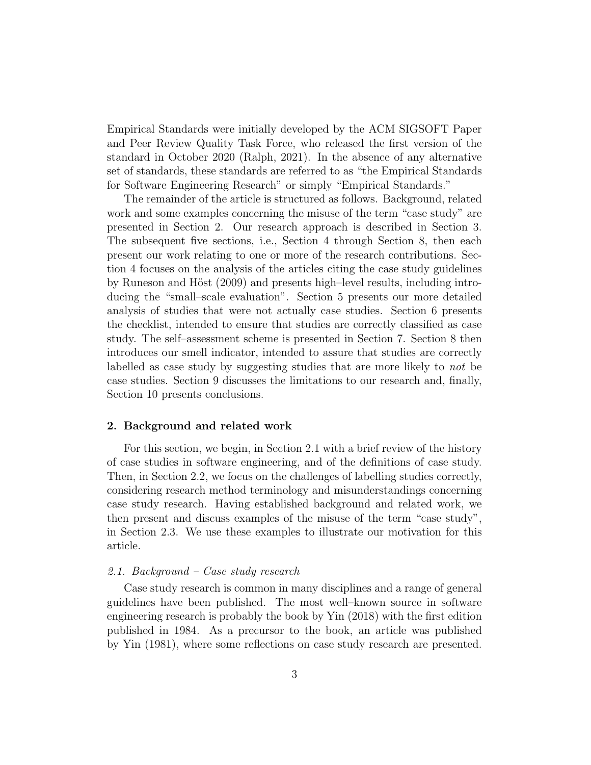Empirical Standards were initially developed by the ACM SIGSOFT Paper and Peer Review Quality Task Force, who released the first version of the standard in October 2020 (Ralph, 2021). In the absence of any alternative set of standards, these standards are referred to as “the Empirical Standards for Software Engineering Research” or simply “Empirical Standards.”

The remainder of the article is structured as follows. Background, related work and some examples concerning the misuse of the term “case study” are presented in Section 2. Our research approach is described in Section 3. The subsequent five sections, i.e., Section 4 through Section 8, then each present our work relating to one or more of the research contributions. Section 4 focuses on the analysis of the articles citing the case study guidelines by Runeson and Höst (2009) and presents high–level results, including introducing the “small–scale evaluation”. Section 5 presents our more detailed analysis of studies that were not actually case studies. Section 6 presents the checklist, intended to ensure that studies are correctly classified as case study. The self–assessment scheme is presented in Section 7. Section 8 then introduces our smell indicator, intended to assure that studies are correctly labelled as case study by suggesting studies that are more likely to *not* be case studies. Section 9 discusses the limitations to our research and, finally, Section 10 presents conclusions.

## 2. Background and related work

For this section, we begin, in Section 2.1 with a brief review of the history of case studies in software engineering, and of the definitions of case study. Then, in Section 2.2, we focus on the challenges of labelling studies correctly, considering research method terminology and misunderstandings concerning case study research. Having established background and related work, we then present and discuss examples of the misuse of the term “case study”, in Section 2.3. We use these examples to illustrate our motivation for this article.

### *2.1. Background – Case study research*

Case study research is common in many disciplines and a range of general guidelines have been published. The most well–known source in software engineering research is probably the book by Yin (2018) with the first edition published in 1984. As a precursor to the book, an article was published by Yin (1981), where some reflections on case study research are presented.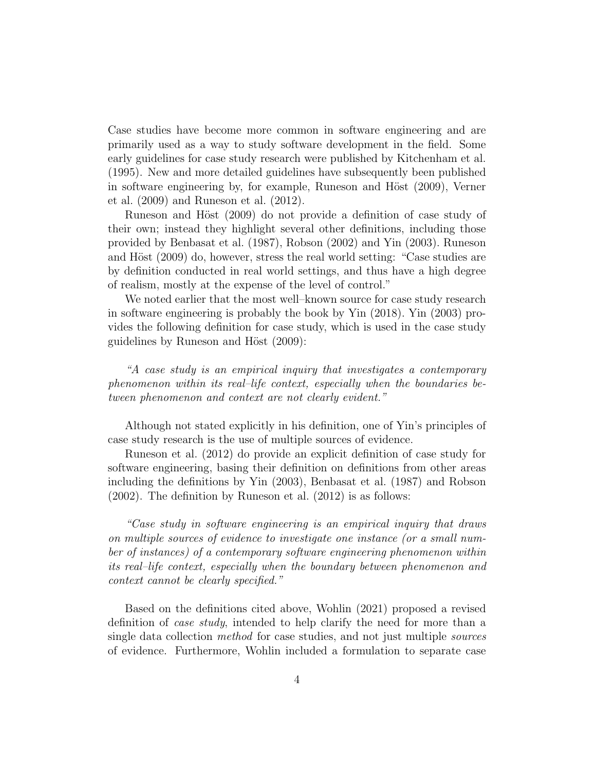Case studies have become more common in software engineering and are primarily used as a way to study software development in the field. Some early guidelines for case study research were published by Kitchenham et al. (1995). New and more detailed guidelines have subsequently been published in software engineering by, for example, Runeson and Höst (2009), Verner et al. (2009) and Runeson et al. (2012).

Runeson and Höst (2009) do not provide a definition of case study of their own; instead they highlight several other definitions, including those provided by Benbasat et al. (1987), Robson (2002) and Yin (2003). Runeson and Höst (2009) do, however, stress the real world setting: "Case studies are by definition conducted in real world settings, and thus have a high degree of realism, mostly at the expense of the level of control."

We noted earlier that the most well–known source for case study research in software engineering is probably the book by Yin (2018). Yin (2003) provides the following definition for case study, which is used in the case study guidelines by Runeson and Höst (2009):

*"A case study is an empirical inquiry that investigates a contemporary phenomenon within its real–life context, especially when the boundaries between phenomenon and context are not clearly evident."*

Although not stated explicitly in his definition, one of Yin's principles of case study research is the use of multiple sources of evidence.

Runeson et al. (2012) do provide an explicit definition of case study for software engineering, basing their definition on definitions from other areas including the definitions by Yin (2003), Benbasat et al. (1987) and Robson (2002). The definition by Runeson et al. (2012) is as follows:

*"Case study in software engineering is an empirical inquiry that draws on multiple sources of evidence to investigate one instance (or a small number of instances) of a contemporary software engineering phenomenon within its real–life context, especially when the boundary between phenomenon and context cannot be clearly specified."*

Based on the definitions cited above, Wohlin (2021) proposed a revised definition of *case study*, intended to help clarify the need for more than a single data collection *method* for case studies, and not just multiple *sources* of evidence. Furthermore, Wohlin included a formulation to separate case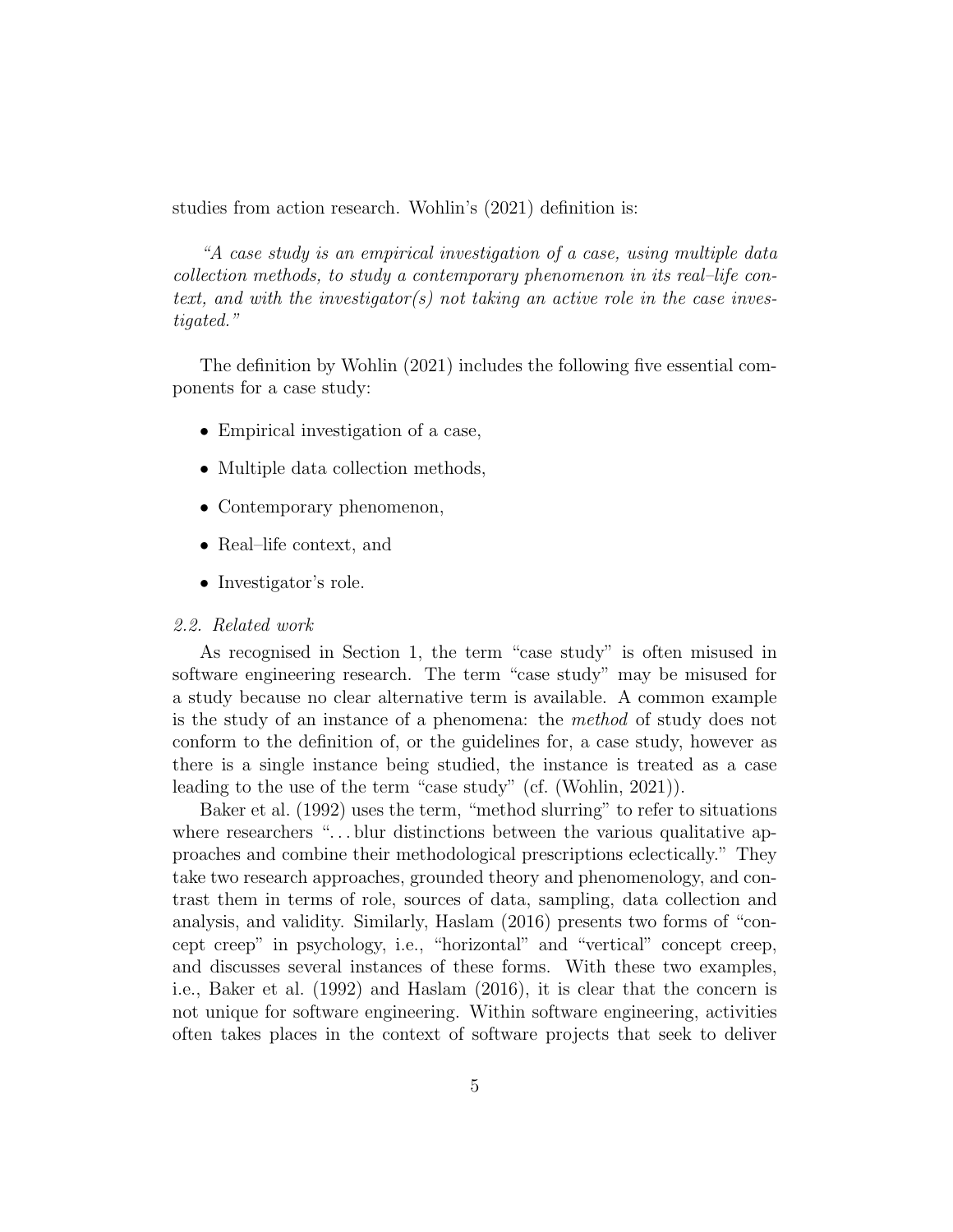studies from action research. Wohlin's (2021) definition is:

*"A case study is an empirical investigation of a case, using multiple data collection methods, to study a contemporary phenomenon in its real–life context, and with the investigator(s) not taking an active role in the case investigated."*

The definition by Wohlin (2021) includes the following five essential components for a case study:

- Empirical investigation of a case,
- Multiple data collection methods,
- Contemporary phenomenon,
- Real–life context, and
- Investigator's role.

### *2.2. Related work*

As recognised in Section 1, the term "case study" is often misused in software engineering research. The term "case study" may be misused for a study because no clear alternative term is available. A common example is the study of an instance of a phenomena: the *method* of study does not conform to the definition of, or the guidelines for, a case study, however as there is a single instance being studied, the instance is treated as a case leading to the use of the term "case study" (cf. (Wohlin, 2021)).

Baker et al. (1992) uses the term, "method slurring" to refer to situations where researchers "... blur distinctions between the various qualitative approaches and combine their methodological prescriptions eclectically." They take two research approaches, grounded theory and phenomenology, and contrast them in terms of role, sources of data, sampling, data collection and analysis, and validity. Similarly, Haslam (2016) presents two forms of "concept creep" in psychology, i.e., "horizontal" and "vertical" concept creep, and discusses several instances of these forms. With these two examples, i.e., Baker et al. (1992) and Haslam (2016), it is clear that the concern is not unique for software engineering. Within software engineering, activities often takes places in the context of software projects that seek to deliver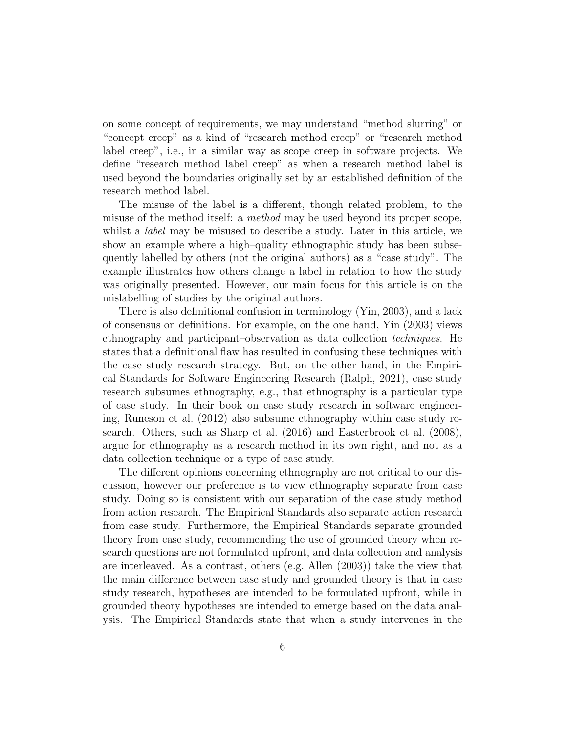on some concept of requirements, we may understand "method slurring" or "concept creep" as a kind of "research method creep" or "research method label creep", i.e., in a similar way as scope creep in software projects. We define "research method label creep" as when a research method label is used beyond the boundaries originally set by an established definition of the research method label.

The misuse of the label is a different, though related problem, to the misuse of the method itself: a *method* may be used beyond its proper scope, whilst a *label* may be misused to describe a study. Later in this article, we show an example where a high–quality ethnographic study has been subsequently labelled by others (not the original authors) as a "case study". The example illustrates how others change a label in relation to how the study was originally presented. However, our main focus for this article is on the mislabelling of studies by the original authors.

There is also definitional confusion in terminology (Yin, 2003), and a lack of consensus on definitions. For example, on the one hand, Yin (2003) views ethnography and participant–observation as data collection *techniques*. He states that a definitional flaw has resulted in confusing these techniques with the case study research strategy. But, on the other hand, in the Empirical Standards for Software Engineering Research (Ralph, 2021), case study research subsumes ethnography, e.g., that ethnography is a particular type of case study. In their book on case study research in software engineering, Runeson et al. (2012) also subsume ethnography within case study research. Others, such as Sharp et al. (2016) and Easterbrook et al. (2008), argue for ethnography as a research method in its own right, and not as a data collection technique or a type of case study.

The different opinions concerning ethnography are not critical to our discussion, however our preference is to view ethnography separate from case study. Doing so is consistent with our separation of the case study method from action research. The Empirical Standards also separate action research from case study. Furthermore, the Empirical Standards separate grounded theory from case study, recommending the use of grounded theory when research questions are not formulated upfront, and data collection and analysis are interleaved. As a contrast, others (e.g. Allen (2003)) take the view that the main difference between case study and grounded theory is that in case study research, hypotheses are intended to be formulated upfront, while in grounded theory hypotheses are intended to emerge based on the data analysis. The Empirical Standards state that when a study intervenes in the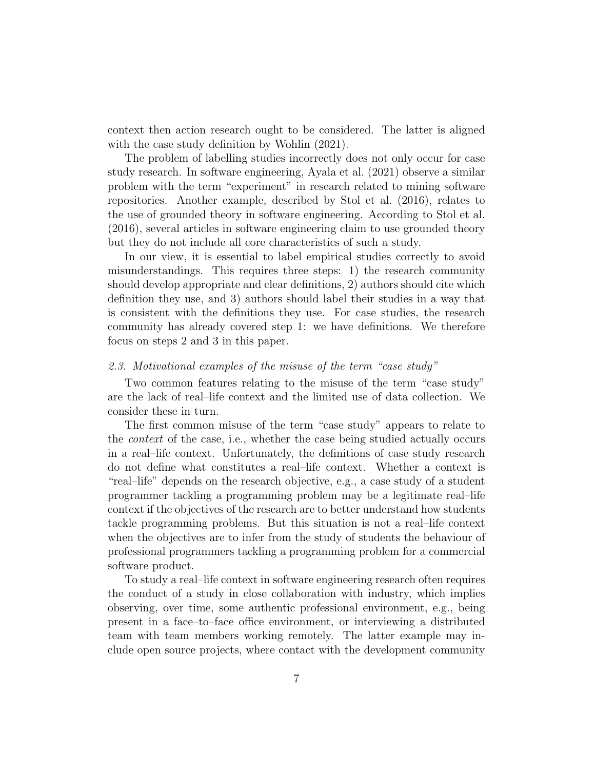context then action research ought to be considered. The latter is aligned with the case study definition by Wohlin (2021).

The problem of labelling studies incorrectly does not only occur for case study research. In software engineering, Ayala et al. (2021) observe a similar problem with the term "experiment" in research related to mining software repositories. Another example, described by Stol et al. (2016), relates to the use of grounded theory in software engineering. According to Stol et al. (2016), several articles in software engineering claim to use grounded theory but they do not include all core characteristics of such a study.

In our view, it is essential to label empirical studies correctly to avoid misunderstandings. This requires three steps: 1) the research community should develop appropriate and clear definitions, 2) authors should cite which definition they use, and 3) authors should label their studies in a way that is consistent with the definitions they use. For case studies, the research community has already covered step 1: we have definitions. We therefore focus on steps 2 and 3 in this paper.

### *2.3. Motivational examples of the misuse of the term "case study"*

Two common features relating to the misuse of the term "case study" are the lack of real–life context and the limited use of data collection. We consider these in turn.

The first common misuse of the term "case study" appears to relate to the *context* of the case, i.e., whether the case being studied actually occurs in a real–life context. Unfortunately, the definitions of case study research do not define what constitutes a real–life context. Whether a context is "real–life" depends on the research objective, e.g., a case study of a student programmer tackling a programming problem may be a legitimate real–life context if the objectives of the research are to better understand how students tackle programming problems. But this situation is not a real–life context when the objectives are to infer from the study of students the behaviour of professional programmers tackling a programming problem for a commercial software product.

To study a real–life context in software engineering research often requires the conduct of a study in close collaboration with industry, which implies observing, over time, some authentic professional environment, e.g., being present in a face–to–face office environment, or interviewing a distributed team with team members working remotely. The latter example may include open source projects, where contact with the development community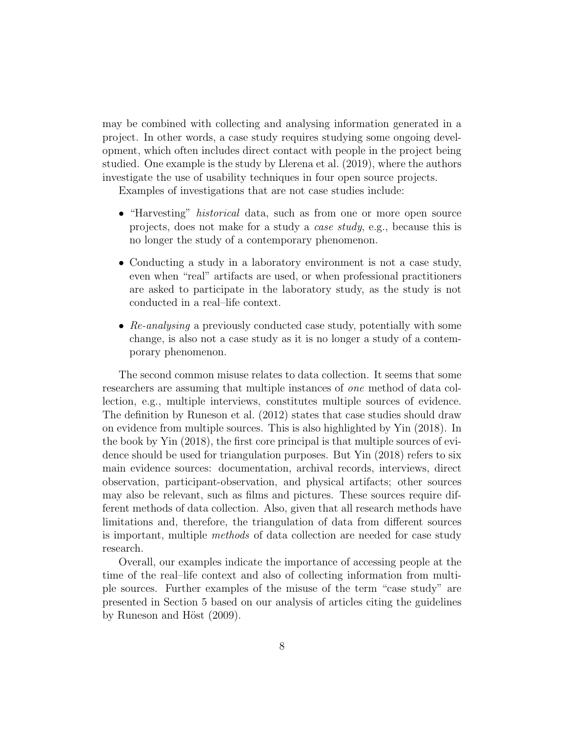may be combined with collecting and analysing information generated in a project. In other words, a case study requires studying some ongoing development, which often includes direct contact with people in the project being studied. One example is the study by Llerena et al. (2019), where the authors investigate the use of usability techniques in four open source projects.

Examples of investigations that are not case studies include:

- "Harvesting" *historical* data, such as from one or more open source projects, does not make for a study a *case study*, e.g., because this is no longer the study of a contemporary phenomenon.
- Conducting a study in a laboratory environment is not a case study, even when "real" artifacts are used, or when professional practitioners are asked to participate in the laboratory study, as the study is not conducted in a real–life context.
- *Re-analysing* a previously conducted case study, potentially with some change, is also not a case study as it is no longer a study of a contemporary phenomenon.

The second common misuse relates to data collection. It seems that some researchers are assuming that multiple instances of *one* method of data collection, e.g., multiple interviews, constitutes multiple sources of evidence. The definition by Runeson et al. (2012) states that case studies should draw on evidence from multiple sources. This is also highlighted by Yin (2018). In the book by Yin (2018), the first core principal is that multiple sources of evidence should be used for triangulation purposes. But Yin (2018) refers to six main evidence sources: documentation, archival records, interviews, direct observation, participant-observation, and physical artifacts; other sources may also be relevant, such as films and pictures. These sources require different methods of data collection. Also, given that all research methods have limitations and, therefore, the triangulation of data from different sources is important, multiple *methods* of data collection are needed for case study research.

Overall, our examples indicate the importance of accessing people at the time of the real–life context and also of collecting information from multiple sources. Further examples of the misuse of the term "case study" are presented in Section 5 based on our analysis of articles citing the guidelines by Runeson and Höst (2009).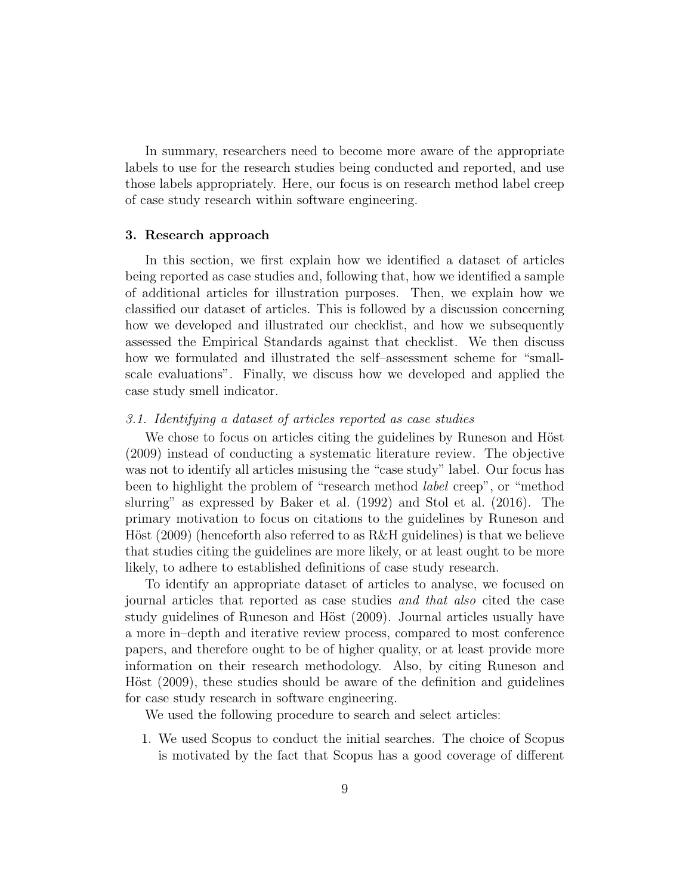In summary, researchers need to become more aware of the appropriate labels to use for the research studies being conducted and reported, and use those labels appropriately. Here, our focus is on research method label creep of case study research within software engineering.

## 3. Research approach

In this section, we first explain how we identified a dataset of articles being reported as case studies and, following that, how we identified a sample of additional articles for illustration purposes. Then, we explain how we classified our dataset of articles. This is followed by a discussion concerning how we developed and illustrated our checklist, and how we subsequently assessed the Empirical Standards against that checklist. We then discuss how we formulated and illustrated the self–assessment scheme for "small-scale evaluations". Finally, we discuss how we developed and applied the case study smell indicator.

### *3.1. Identifying a dataset of articles reported as case studies*

We chose to focus on articles citing the guidelines by Runeson and Höst (2009) instead of conducting a systematic literature review. The objective was not to identify all articles misusing the "case study" label. Our focus has been to highlight the problem of "research method *label* creep", or "method slurring" as expressed by Baker et al. (1992) and Stol et al. (2016). The primary motivation to focus on citations to the guidelines by Runeson and Höst (2009) (henceforth also referred to as R&H guidelines) is that we believe that studies citing the guidelines are more likely, or at least ought to be more likely, to adhere to established definitions of case study research.

To identify an appropriate dataset of articles to analyse, we focused on journal articles that reported as case studies *and that also* cited the case study guidelines of Runeson and Höst (2009). Journal articles usually have a more in–depth and iterative review process, compared to most conference papers, and therefore ought to be of higher quality, or at least provide more information on their research methodology. Also, by citing Runeson and Höst (2009), these studies should be aware of the definition and guidelines for case study research in software engineering.

We used the following procedure to search and select articles:

1. We used Scopus to conduct the initial searches. The choice of Scopus is motivated by the fact that Scopus has a good coverage of different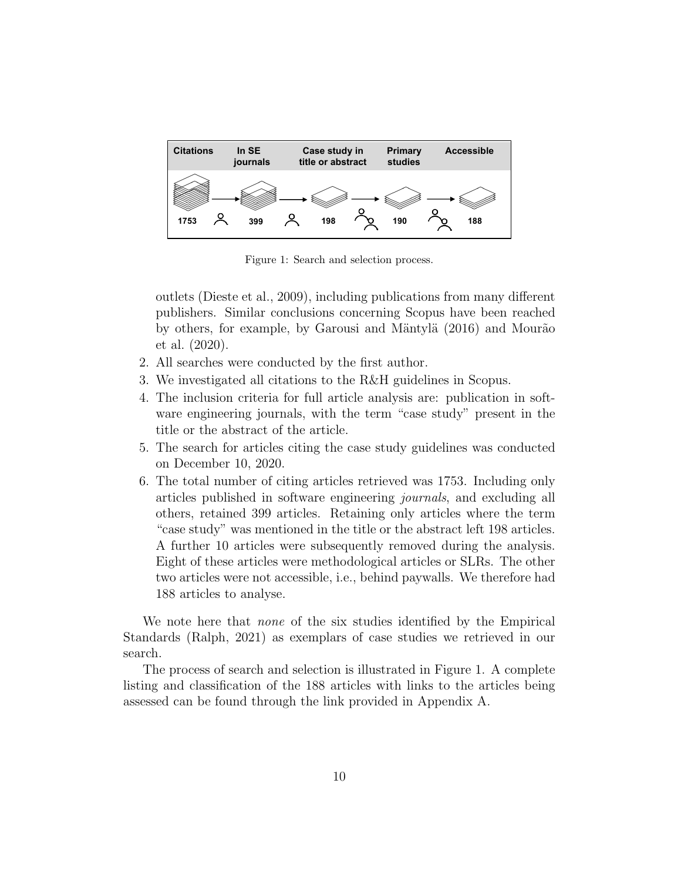Figure 1: Search and selection process.

outlets (Dieste et al., 2009), including publications from many different publishers. Similar conclusions concerning Scopus have been reached by others, for example, by Garousi and Mäntylä (2016) and Mourão et al. (2020).

2. All searches were conducted by the first author.
3. We investigated all citations to the R&H guidelines in Scopus.
4. The inclusion criteria for full article analysis are: publication in software engineering journals, with the term "case study" present in the title or the abstract of the article.
5. The search for articles citing the case study guidelines was conducted on December 10, 2020.
6. The total number of citing articles retrieved was 1753. Including only articles published in software engineering *journals*, and excluding all others, retained 399 articles. Retaining only articles where the term "case study" was mentioned in the title or the abstract left 198 articles. A further 10 articles were subsequently removed during the analysis. Eight of these articles were methodological articles or SLRs. The other two articles were not accessible, i.e., behind paywalls. We therefore had 188 articles to analyse.

We note here that *none* of the six studies identified by the Empirical Standards (Ralph, 2021) as exemplars of case studies we retrieved in our search.

The process of search and selection is illustrated in Figure 1. A complete listing and classification of the 188 articles with links to the articles being assessed can be found through the link provided in Appendix A.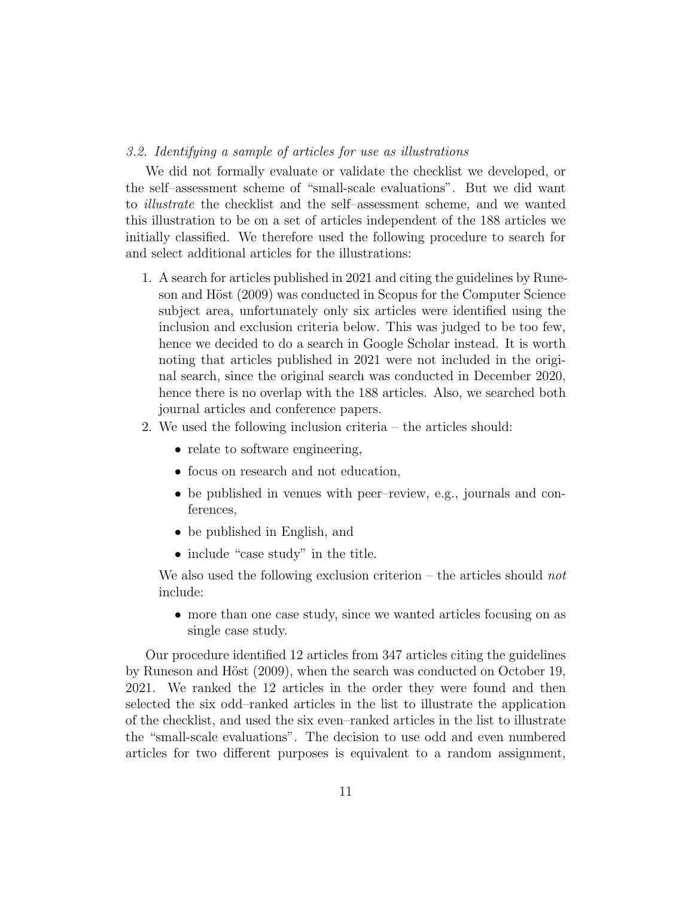### *3.2. Identifying a sample of articles for use as illustrations*

We did not formally evaluate or validate the checklist we developed, or the self–assessment scheme of "small-scale evaluations". But we did want to *illustrate* the checklist and the self–assessment scheme, and we wanted this illustration to be on a set of articles independent of the 188 articles we initially classified. We therefore used the following procedure to search for and select additional articles for the illustrations:

1. A search for articles published in 2021 and citing the guidelines by Runeson and Höst (2009) was conducted in Scopus for the Computer Science subject area, unfortunately only six articles were identified using the inclusion and exclusion criteria below. This was judged to be too few, hence we decided to do a search in Google Scholar instead. It is worth noting that articles published in 2021 were not included in the original search, since the original search was conducted in December 2020, hence there is no overlap with the 188 articles. Also, we searched both journal articles and conference papers.
2. We used the following inclusion criteria – the articles should:
   - relate to software engineering,
   - focus on research and not education,
   - be published in venues with peer–review, e.g., journals and conferences,
   - be published in English, and
   - include "case study" in the title.

   We also used the following exclusion criterion – the articles should *not* include:

   - more than one case study, since we wanted articles focusing on as single case study.

Our procedure identified 12 articles from 347 articles citing the guidelines by Runeson and Höst (2009), when the search was conducted on October 19, 2021. We ranked the 12 articles in the order they were found and then selected the six odd–ranked articles in the list to illustrate the application of the checklist, and used the six even–ranked articles in the list to illustrate the "small-scale evaluations". The decision to use odd and even numbered articles for two different purposes is equivalent to a random assignment,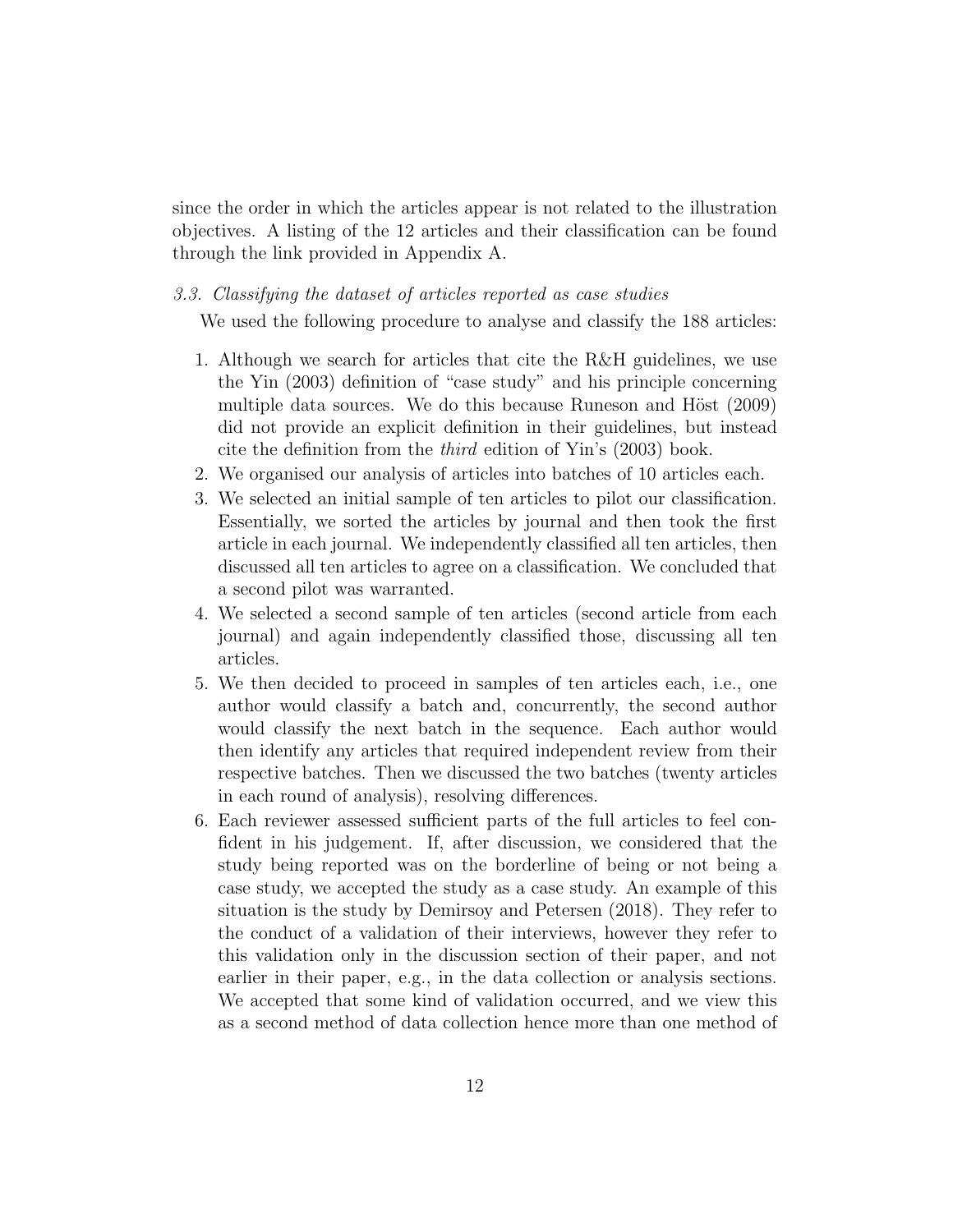since the order in which the articles appear is not related to the illustration objectives. A listing of the 12 articles and their classification can be found through the link provided in Appendix A.

### *3.3. Classifying the dataset of articles reported as case studies*

We used the following procedure to analyse and classify the 188 articles:

1. Although we search for articles that cite the R&H guidelines, we use the Yin (2003) definition of "case study" and his principle concerning multiple data sources. We do this because Runeson and Höst (2009) did not provide an explicit definition in their guidelines, but instead cite the definition from the *third* edition of Yin's (2003) book.
2. We organised our analysis of articles into batches of 10 articles each.
3. We selected an initial sample of ten articles to pilot our classification. Essentially, we sorted the articles by journal and then took the first article in each journal. We independently classified all ten articles, then discussed all ten articles to agree on a classification. We concluded that a second pilot was warranted.
4. We selected a second sample of ten articles (second article from each journal) and again independently classified those, discussing all ten articles.
5. We then decided to proceed in samples of ten articles each, i.e., one author would classify a batch and, concurrently, the second author would classify the next batch in the sequence. Each author would then identify any articles that required independent review from their respective batches. Then we discussed the two batches (twenty articles in each round of analysis), resolving differences.
6. Each reviewer assessed sufficient parts of the full articles to feel confident in his judgement. If, after discussion, we considered that the study being reported was on the borderline of being or not being a case study, we accepted the study as a case study. An example of this situation is the study by Demirsoy and Petersen (2018). They refer to the conduct of a validation of their interviews, however they refer to this validation only in the discussion section of their paper, and not earlier in their paper, e.g., in the data collection or analysis sections. We accepted that some kind of validation occurred, and we view this as a second method of data collection hence more than one method of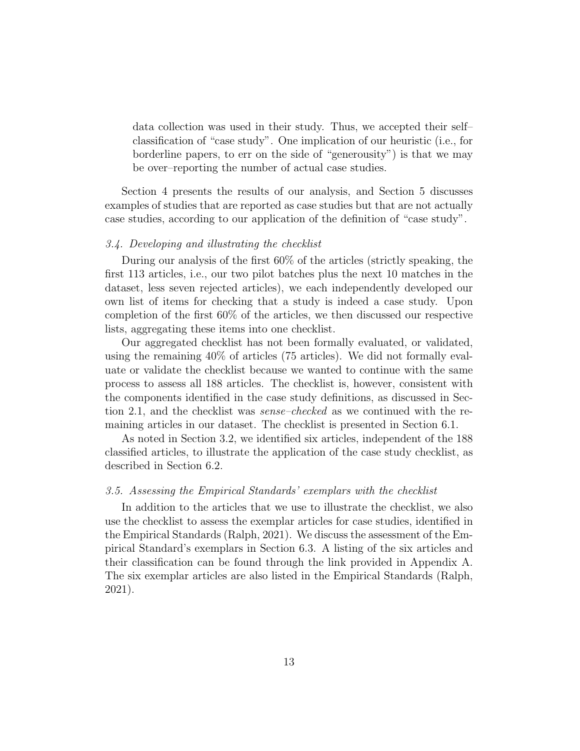data collection was used in their study. Thus, we accepted their self–classification of "case study". One implication of our heuristic (i.e., for borderline papers, to err on the side of "generousity") is that we may be over–reporting the number of actual case studies.

Section 4 presents the results of our analysis, and Section 5 discusses examples of studies that are reported as case studies but that are not actually case studies, according to our application of the definition of "case study".

### *3.4. Developing and illustrating the checklist*

During our analysis of the first 60% of the articles (strictly speaking, the first 113 articles, i.e., our two pilot batches plus the next 10 matches in the dataset, less seven rejected articles), we each independently developed our own list of items for checking that a study is indeed a case study. Upon completion of the first 60% of the articles, we then discussed our respective lists, aggregating these items into one checklist.

Our aggregated checklist has not been formally evaluated, or validated, using the remaining 40% of articles (75 articles). We did not formally evaluate or validate the checklist because we wanted to continue with the same process to assess all 188 articles. The checklist is, however, consistent with the components identified in the case study definitions, as discussed in Section 2.1, and the checklist was *sense–checked* as we continued with the remaining articles in our dataset. The checklist is presented in Section 6.1.

As noted in Section 3.2, we identified six articles, independent of the 188 classified articles, to illustrate the application of the case study checklist, as described in Section 6.2.

### *3.5. Assessing the Empirical Standards' exemplars with the checklist*

In addition to the articles that we use to illustrate the checklist, we also use the checklist to assess the exemplar articles for case studies, identified in the Empirical Standards (Ralph, 2021). We discuss the assessment of the Empirical Standard's exemplars in Section 6.3. A listing of the six articles and their classification can be found through the link provided in Appendix A. The six exemplar articles are also listed in the Empirical Standards (Ralph, 2021).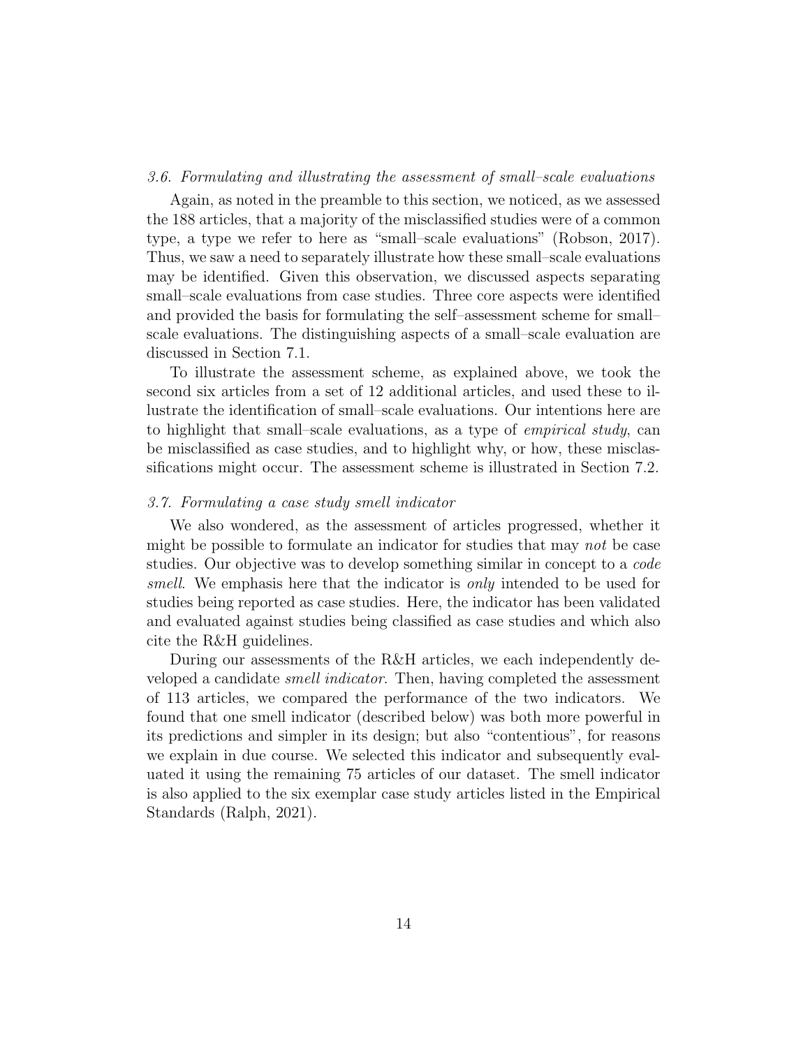### 3.6. Formulating and illustrating the assessment of small–scale evaluations

Again, as noted in the preamble to this section, we noticed, as we assessed the 188 articles, that a majority of the misclassified studies were of a common type, a type we refer to here as "small–scale evaluations" (Robson, 2017). Thus, we saw a need to separately illustrate how these small–scale evaluations may be identified. Given this observation, we discussed aspects separating small–scale evaluations from case studies. Three core aspects were identified and provided the basis for formulating the self–assessment scheme for small–scale evaluations. The distinguishing aspects of a small–scale evaluation are discussed in Section 7.1.

To illustrate the assessment scheme, as explained above, we took the second six articles from a set of 12 additional articles, and used these to illustrate the identification of small–scale evaluations. Our intentions here are to highlight that small–scale evaluations, as a type of *empirical study*, can be misclassified as case studies, and to highlight why, or how, these misclassifications might occur. The assessment scheme is illustrated in Section 7.2.

### 3.7. Formulating a case study smell indicator

We also wondered, as the assessment of articles progressed, whether it might be possible to formulate an indicator for studies that may *not* be case studies. Our objective was to develop something similar in concept to a *code smell*. We emphasis here that the indicator is *only* intended to be used for studies being reported as case studies. Here, the indicator has been validated and evaluated against studies being classified as case studies and which also cite the R&H guidelines.

During our assessments of the R&H articles, we each independently developed a candidate *smell indicator*. Then, having completed the assessment of 113 articles, we compared the performance of the two indicators. We found that one smell indicator (described below) was both more powerful in its predictions and simpler in its design; but also "contentious", for reasons we explain in due course. We selected this indicator and subsequently evaluated it using the remaining 75 articles of our dataset. The smell indicator is also applied to the six exemplar case study articles listed in the Empirical Standards (Ralph, 2021).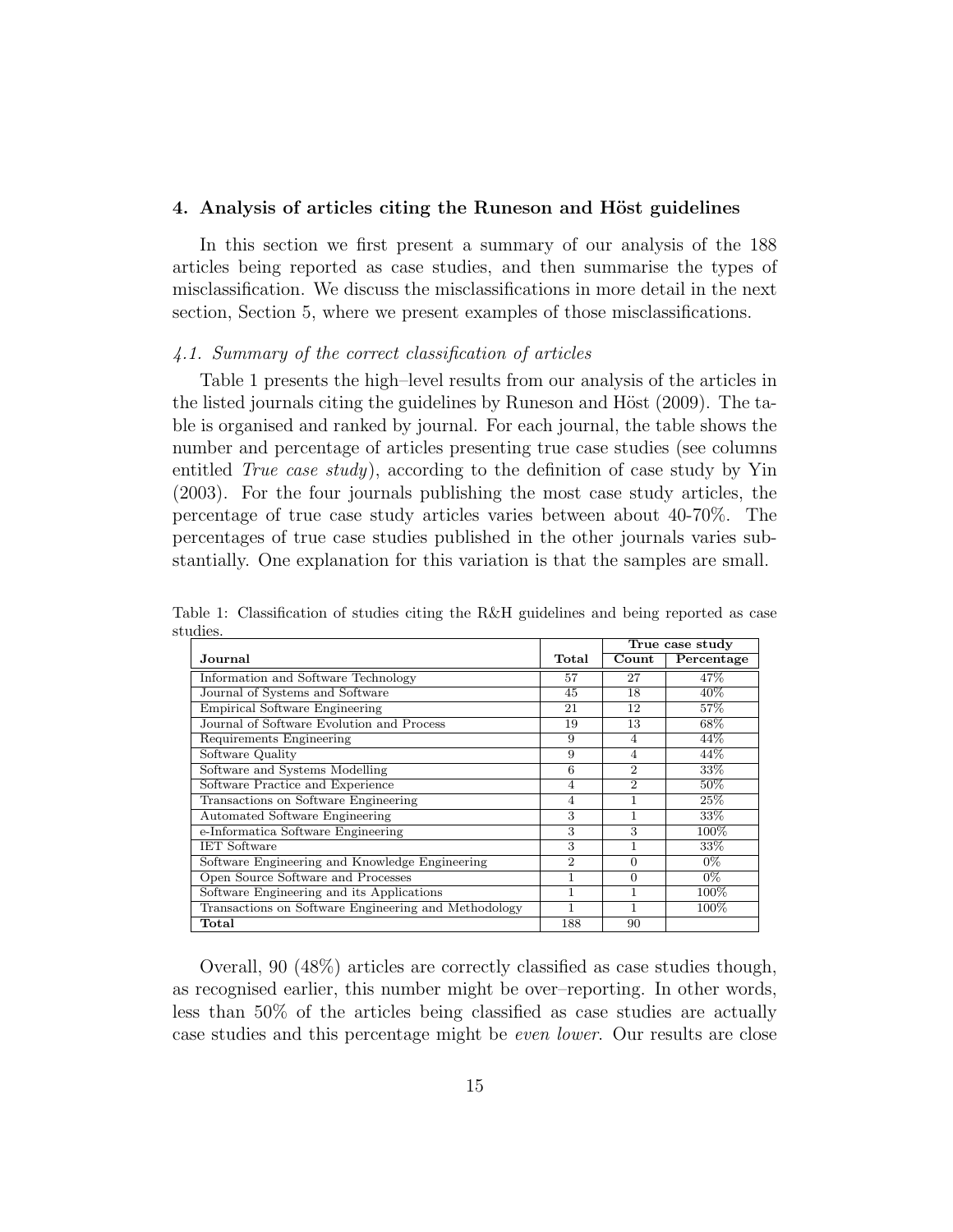## 4. Analysis of articles citing the Runeson and Höst guidelines

In this section we first present a summary of our analysis of the 188 articles being reported as case studies, and then summarise the types of misclassification. We discuss the misclassifications in more detail in the next section, Section 5, where we present examples of those misclassifications.

### *4.1. Summary of the correct classification of articles*

Table 1 presents the high–level results from our analysis of the articles in the listed journals citing the guidelines by Runeson and Höst (2009). The table is organised and ranked by journal. For each journal, the table shows the number and percentage of articles presenting true case studies (see columns entitled *True case study*), according to the definition of case study by Yin (2003). For the four journals publishing the most case study articles, the percentage of true case study articles varies between about 40-70%. The percentages of true case studies published in the other journals varies substantially. One explanation for this variation is that the samples are small.

Table 1: Classification of studies citing the R&H guidelines and being reported as case studies.

| | | True case study | |
|---|---|---|---|
| **Journal** | **Total** | **Count** | **Percentage** |
| Information and Software Technology | 57 | 27 | 47% |
| Journal of Systems and Software | 45 | 18 | 40% |
| Empirical Software Engineering | 21 | 12 | 57% |
| Journal of Software Evolution and Process | 19 | 13 | 68% |
| Requirements Engineering | 9 | 4 | 44% |
| Software Quality | 9 | 4 | 44% |
| Software and Systems Modelling | 6 | 2 | 33% |
| Software Practice and Experience | 4 | 2 | 50% |
| Transactions on Software Engineering | 4 | 1 | 25% |
| Automated Software Engineering | 3 | 1 | 33% |
| e-Informatica Software Engineering | 3 | 3 | 100% |
| IET Software | 3 | 1 | 33% |
| Software Engineering and Knowledge Engineering | 2 | 0 | 0% |
| Open Source Software and Processes | 1 | 0 | 0% |
| Software Engineering and its Applications | 1 | 1 | 100% |
| Transactions on Software Engineering and Methodology | 1 | 1 | 100% |
| **Total** | 188 | 90 | |

Overall, 90 (48%) articles are correctly classified as case studies though, as recognised earlier, this number might be over–reporting. In other words, less than 50% of the articles being classified as case studies are actually case studies and this percentage might be *even lower*. Our results are close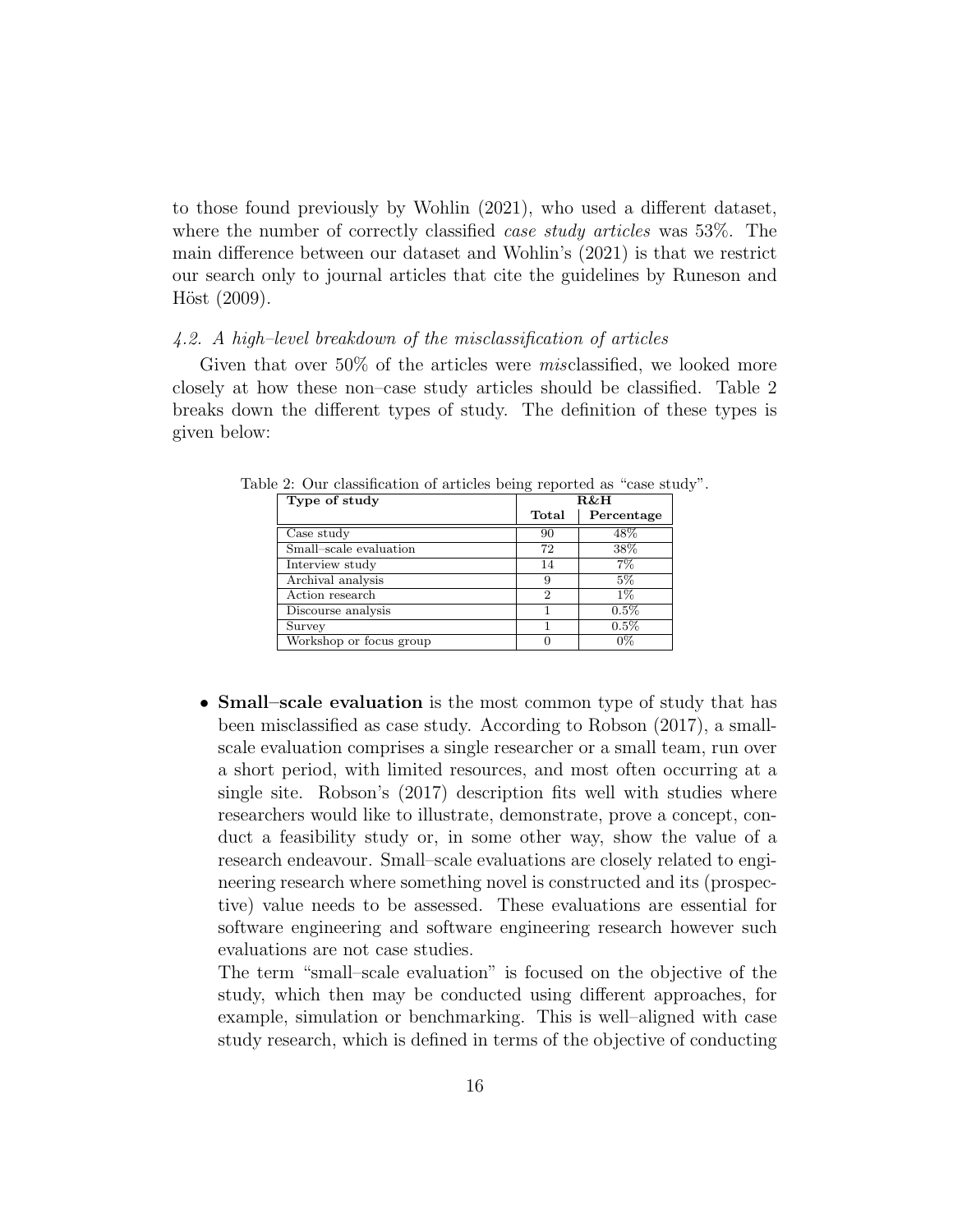to those found previously by Wohlin (2021), who used a different dataset, where the number of correctly classified *case study articles* was 53%. The main difference between our dataset and Wohlin's (2021) is that we restrict our search only to journal articles that cite the guidelines by Runeson and Höst (2009).

### *4.2. A high–level breakdown of the misclassification of articles*

Given that over 50% of the articles were *mis*classified, we looked more closely at how these non–case study articles should be classified. Table 2 breaks down the different types of study. The definition of these types is given below:

Table 2: Our classification of articles being reported as "case study".

| Type of study | R&H | |
|---|---|---|
| | Total | Percentage |
| Case study | 90 | 48% |
| Small–scale evaluation | 72 | 38% |
| Interview study | 14 | 7% |
| Archival analysis | 9 | 5% |
| Action research | 2 | 1% |
| Discourse analysis | 1 | 0.5% |
| Survey | 1 | 0.5% |
| Workshop or focus group | 0 | 0% |

- **Small–scale evaluation** is the most common type of study that has been misclassified as case study. According to Robson (2017), a small-scale evaluation comprises a single researcher or a small team, run over a short period, with limited resources, and most often occurring at a single site. Robson's (2017) description fits well with studies where researchers would like to illustrate, demonstrate, prove a concept, conduct a feasibility study or, in some other way, show the value of a research endeavour. Small–scale evaluations are closely related to engineering research where something novel is constructed and its (prospective) value needs to be assessed. These evaluations are essential for software engineering and software engineering research however such evaluations are not case studies.

  The term "small–scale evaluation" is focused on the objective of the study, which then may be conducted using different approaches, for example, simulation or benchmarking. This is well–aligned with case study research, which is defined in terms of the objective of conducting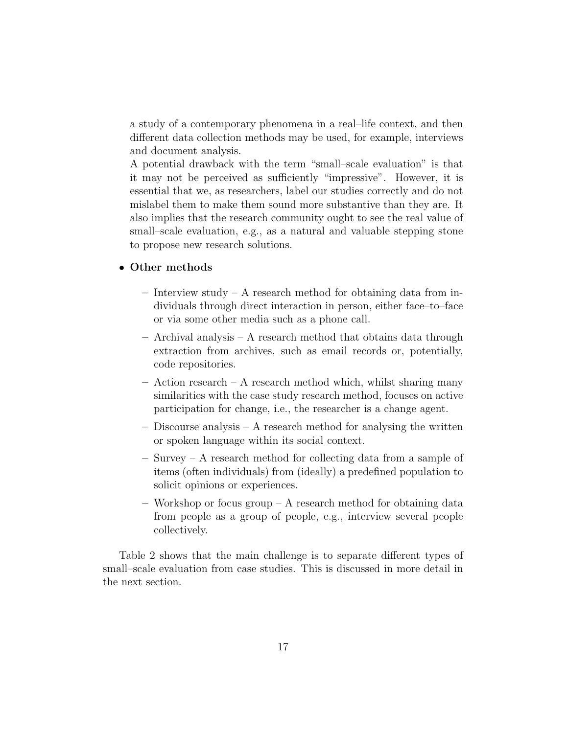a study of a contemporary phenomena in a real–life context, and then different data collection methods may be used, for example, interviews and document analysis.

A potential drawback with the term "small–scale evaluation" is that it may not be perceived as sufficiently "impressive". However, it is essential that we, as researchers, label our studies correctly and do not mislabel them to make them sound more substantive than they are. It also implies that the research community ought to see the real value of small–scale evaluation, e.g., as a natural and valuable stepping stone to propose new research solutions.

- **Other methods**
  - Interview study – A research method for obtaining data from individuals through direct interaction in person, either face–to–face or via some other media such as a phone call.
  - Archival analysis – A research method that obtains data through extraction from archives, such as email records or, potentially, code repositories.
  - Action research – A research method which, whilst sharing many similarities with the case study research method, focuses on active participation for change, i.e., the researcher is a change agent.
  - Discourse analysis – A research method for analysing the written or spoken language within its social context.
  - Survey – A research method for collecting data from a sample of items (often individuals) from (ideally) a predefined population to solicit opinions or experiences.
  - Workshop or focus group – A research method for obtaining data from people as a group of people, e.g., interview several people collectively.

Table 2 shows that the main challenge is to separate different types of small–scale evaluation from case studies. This is discussed in more detail in the next section.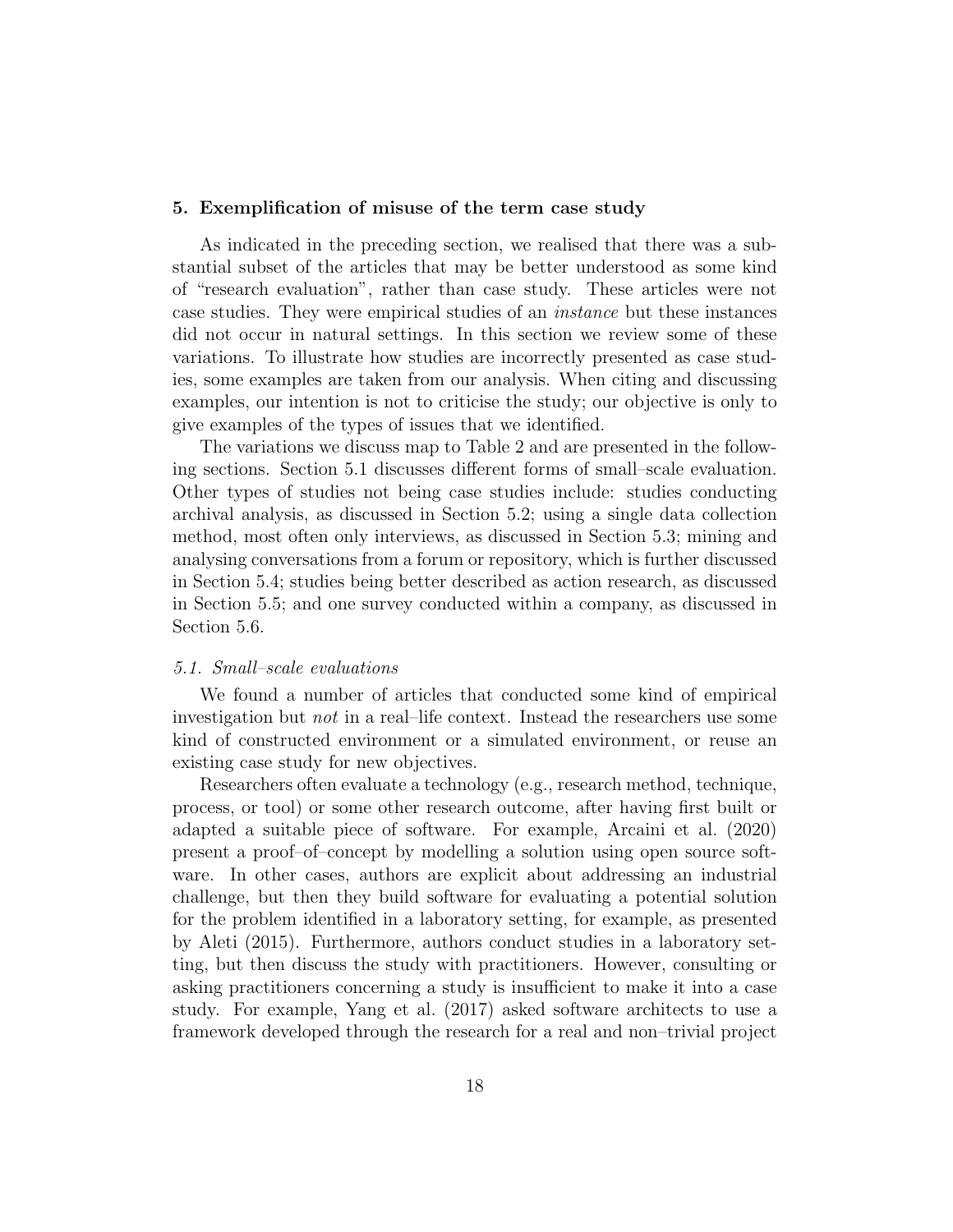## 5. Exemplification of misuse of the term case study

As indicated in the preceding section, we realised that there was a substantial subset of the articles that may be better understood as some kind of "research evaluation", rather than case study. These articles were not case studies. They were empirical studies of an *instance* but these instances did not occur in natural settings. In this section we review some of these variations. To illustrate how studies are incorrectly presented as case studies, some examples are taken from our analysis. When citing and discussing examples, our intention is not to criticise the study; our objective is only to give examples of the types of issues that we identified.

The variations we discuss map to Table 2 and are presented in the following sections. Section 5.1 discusses different forms of small–scale evaluation. Other types of studies not being case studies include: studies conducting archival analysis, as discussed in Section 5.2; using a single data collection method, most often only interviews, as discussed in Section 5.3; mining and analysing conversations from a forum or repository, which is further discussed in Section 5.4; studies being better described as action research, as discussed in Section 5.5; and one survey conducted within a company, as discussed in Section 5.6.

### *5.1. Small–scale evaluations*

We found a number of articles that conducted some kind of empirical investigation but *not* in a real–life context. Instead the researchers use some kind of constructed environment or a simulated environment, or reuse an existing case study for new objectives.

Researchers often evaluate a technology (e.g., research method, technique, process, or tool) or some other research outcome, after having first built or adapted a suitable piece of software. For example, Arcaini et al. (2020) present a proof–of–concept by modelling a solution using open source software. In other cases, authors are explicit about addressing an industrial challenge, but then they build software for evaluating a potential solution for the problem identified in a laboratory setting, for example, as presented by Aleti (2015). Furthermore, authors conduct studies in a laboratory setting, but then discuss the study with practitioners. However, consulting or asking practitioners concerning a study is insufficient to make it into a case study. For example, Yang et al. (2017) asked software architects to use a framework developed through the research for a real and non–trivial project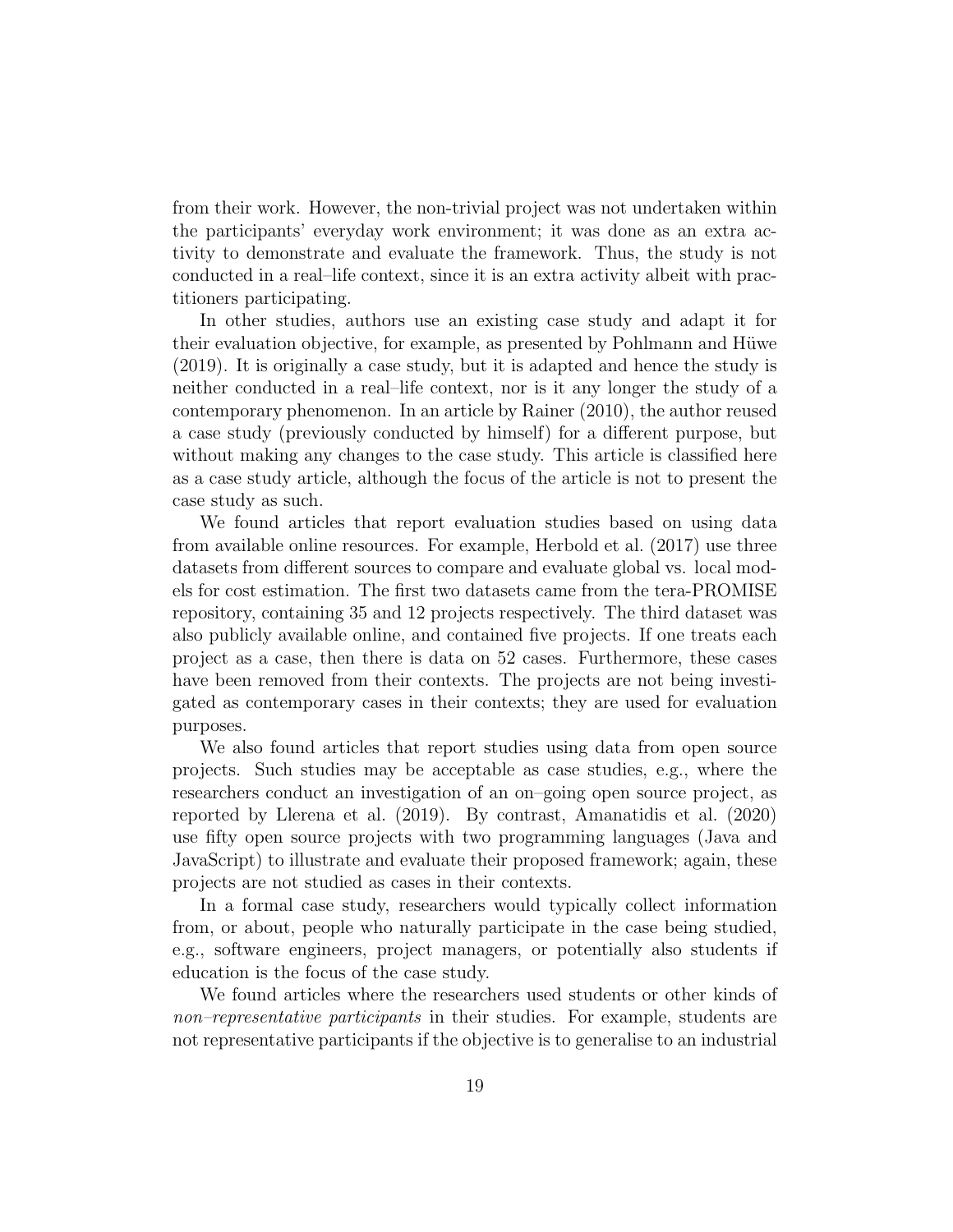from their work. However, the non-trivial project was not undertaken within the participants' everyday work environment; it was done as an extra activity to demonstrate and evaluate the framework. Thus, the study is not conducted in a real–life context, since it is an extra activity albeit with practitioners participating.

In other studies, authors use an existing case study and adapt it for their evaluation objective, for example, as presented by Pohlmann and Hüwe (2019). It is originally a case study, but it is adapted and hence the study is neither conducted in a real–life context, nor is it any longer the study of a contemporary phenomenon. In an article by Rainer (2010), the author reused a case study (previously conducted by himself) for a different purpose, but without making any changes to the case study. This article is classified here as a case study article, although the focus of the article is not to present the case study as such.

We found articles that report evaluation studies based on using data from available online resources. For example, Herbold et al. (2017) use three datasets from different sources to compare and evaluate global vs. local models for cost estimation. The first two datasets came from the tera-PROMISE repository, containing 35 and 12 projects respectively. The third dataset was also publicly available online, and contained five projects. If one treats each project as a case, then there is data on 52 cases. Furthermore, these cases have been removed from their contexts. The projects are not being investigated as contemporary cases in their contexts; they are used for evaluation purposes.

We also found articles that report studies using data from open source projects. Such studies may be acceptable as case studies, e.g., where the researchers conduct an investigation of an on–going open source project, as reported by Llerena et al. (2019). By contrast, Amanatidis et al. (2020) use fifty open source projects with two programming languages (Java and JavaScript) to illustrate and evaluate their proposed framework; again, these projects are not studied as cases in their contexts.

In a formal case study, researchers would typically collect information from, or about, people who naturally participate in the case being studied, e.g., software engineers, project managers, or potentially also students if education is the focus of the case study.

We found articles where the researchers used students or other kinds of *non–representative participants* in their studies. For example, students are not representative participants if the objective is to generalise to an industrial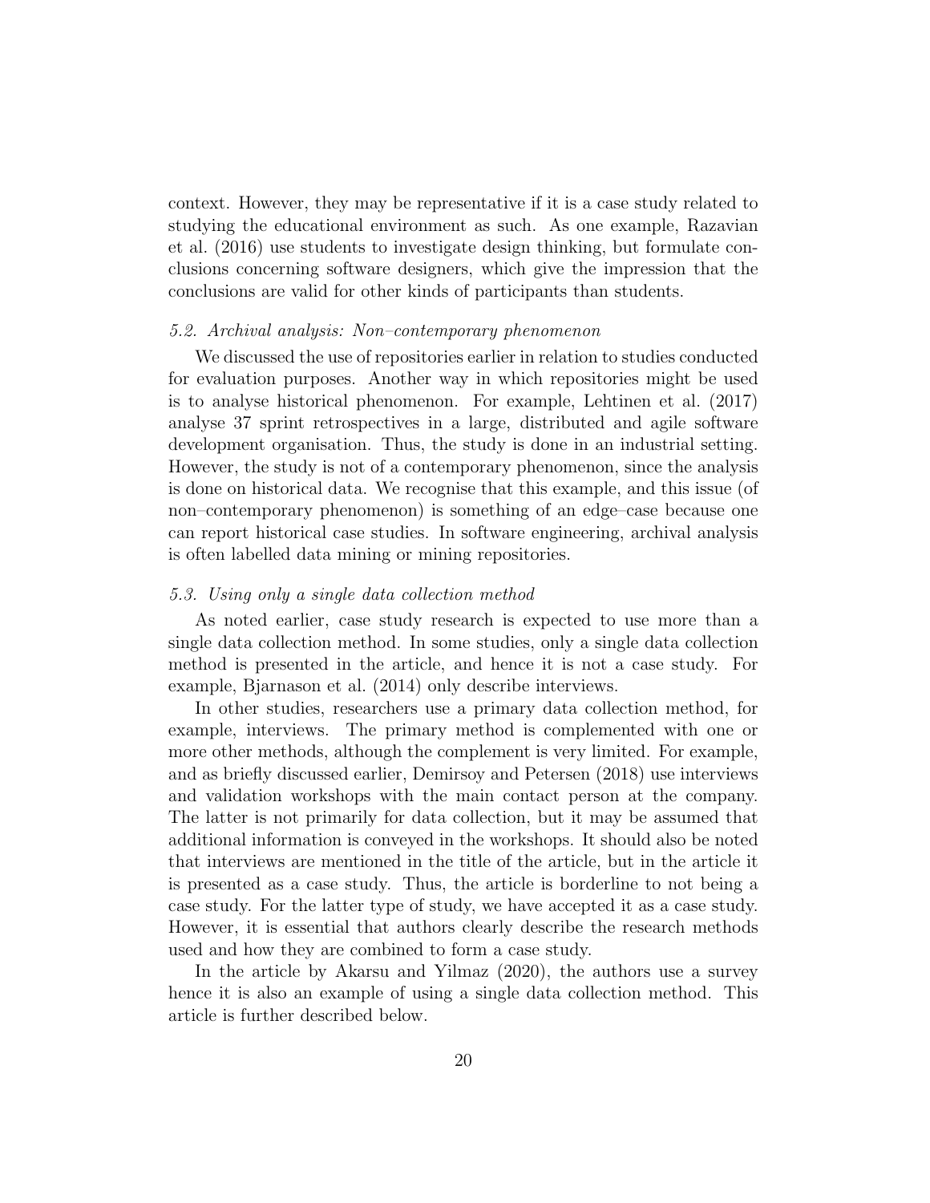context. However, they may be representative if it is a case study related to studying the educational environment as such. As one example, Razavian et al. (2016) use students to investigate design thinking, but formulate conclusions concerning software designers, which give the impression that the conclusions are valid for other kinds of participants than students.

### *5.2. Archival analysis: Non–contemporary phenomenon*

We discussed the use of repositories earlier in relation to studies conducted for evaluation purposes. Another way in which repositories might be used is to analyse historical phenomenon. For example, Lehtinen et al. (2017) analyse 37 sprint retrospectives in a large, distributed and agile software development organisation. Thus, the study is done in an industrial setting. However, the study is not of a contemporary phenomenon, since the analysis is done on historical data. We recognise that this example, and this issue (of non–contemporary phenomenon) is something of an edge–case because one can report historical case studies. In software engineering, archival analysis is often labelled data mining or mining repositories.

### *5.3. Using only a single data collection method*

As noted earlier, case study research is expected to use more than a single data collection method. In some studies, only a single data collection method is presented in the article, and hence it is not a case study. For example, Bjarnason et al. (2014) only describe interviews.

In other studies, researchers use a primary data collection method, for example, interviews. The primary method is complemented with one or more other methods, although the complement is very limited. For example, and as briefly discussed earlier, Demirsoy and Petersen (2018) use interviews and validation workshops with the main contact person at the company. The latter is not primarily for data collection, but it may be assumed that additional information is conveyed in the workshops. It should also be noted that interviews are mentioned in the title of the article, but in the article it is presented as a case study. Thus, the article is borderline to not being a case study. For the latter type of study, we have accepted it as a case study. However, it is essential that authors clearly describe the research methods used and how they are combined to form a case study.

In the article by Akarsu and Yilmaz (2020), the authors use a survey hence it is also an example of using a single data collection method. This article is further described below.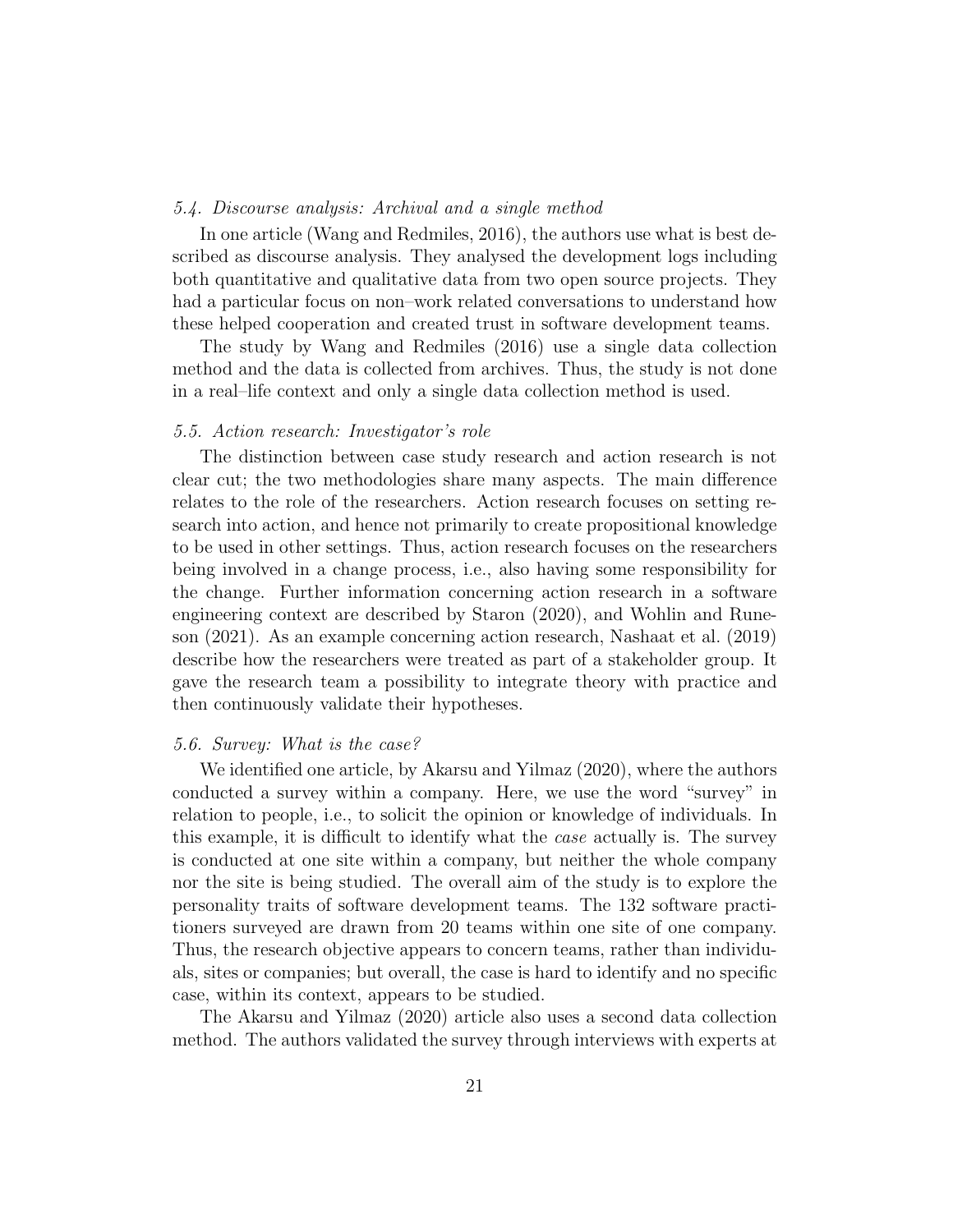### *5.4. Discourse analysis: Archival and a single method*

In one article (Wang and Redmiles, 2016), the authors use what is best described as discourse analysis. They analysed the development logs including both quantitative and qualitative data from two open source projects. They had a particular focus on non–work related conversations to understand how these helped cooperation and created trust in software development teams.

The study by Wang and Redmiles (2016) use a single data collection method and the data is collected from archives. Thus, the study is not done in a real–life context and only a single data collection method is used.

### *5.5. Action research: Investigator's role*

The distinction between case study research and action research is not clear cut; the two methodologies share many aspects. The main difference relates to the role of the researchers. Action research focuses on setting research into action, and hence not primarily to create propositional knowledge to be used in other settings. Thus, action research focuses on the researchers being involved in a change process, i.e., also having some responsibility for the change. Further information concerning action research in a software engineering context are described by Staron (2020), and Wohlin and Runeson (2021). As an example concerning action research, Nashaat et al. (2019) describe how the researchers were treated as part of a stakeholder group. It gave the research team a possibility to integrate theory with practice and then continuously validate their hypotheses.

### *5.6. Survey: What is the case?*

We identified one article, by Akarsu and Yilmaz (2020), where the authors conducted a survey within a company. Here, we use the word "survey" in relation to people, i.e., to solicit the opinion or knowledge of individuals. In this example, it is difficult to identify what the *case* actually is. The survey is conducted at one site within a company, but neither the whole company nor the site is being studied. The overall aim of the study is to explore the personality traits of software development teams. The 132 software practitioners surveyed are drawn from 20 teams within one site of one company. Thus, the research objective appears to concern teams, rather than individuals, sites or companies; but overall, the case is hard to identify and no specific case, within its context, appears to be studied.

The Akarsu and Yilmaz (2020) article also uses a second data collection method. The authors validated the survey through interviews with experts at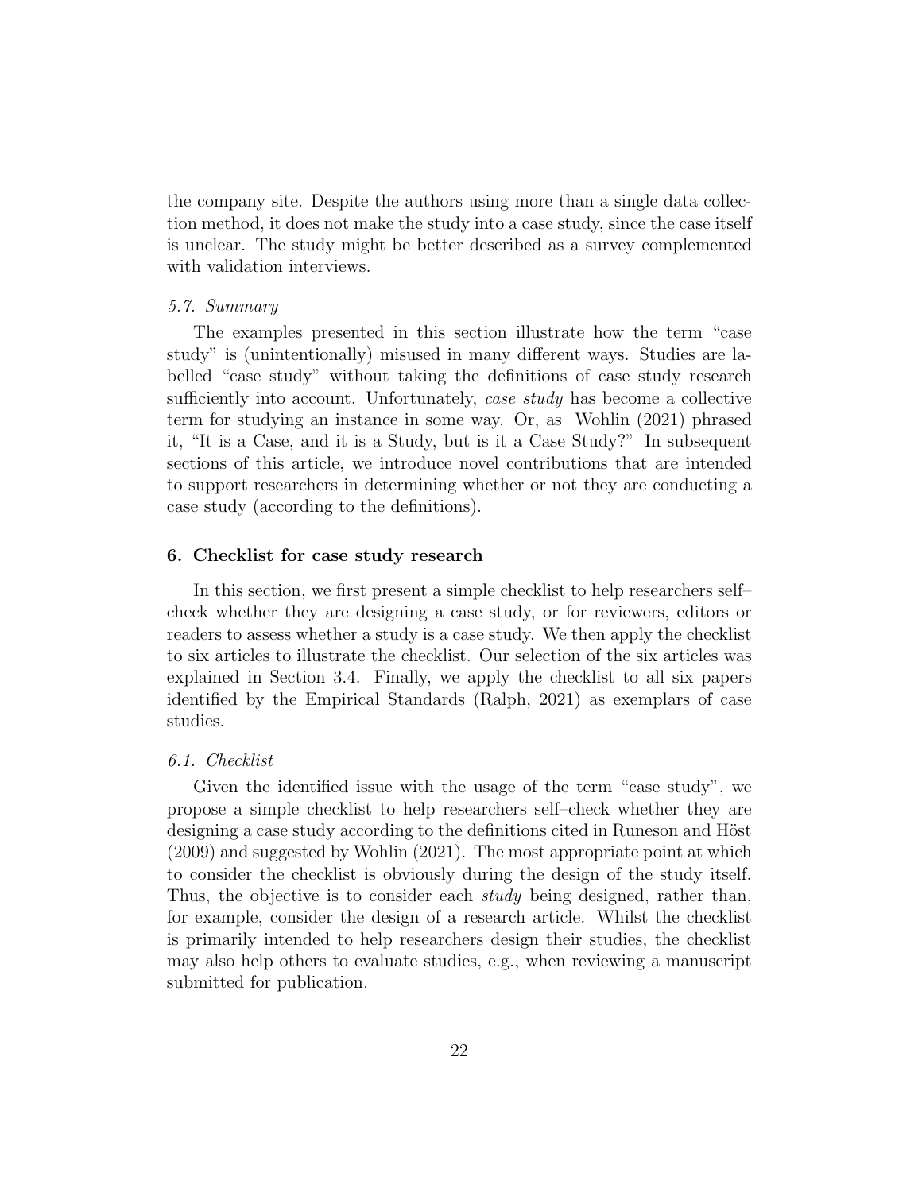the company site. Despite the authors using more than a single data collection method, it does not make the study into a case study, since the case itself is unclear. The study might be better described as a survey complemented with validation interviews.

### 5.7. Summary

The examples presented in this section illustrate how the term "case study" is (unintentionally) misused in many different ways. Studies are labelled "case study" without taking the definitions of case study research sufficiently into account. Unfortunately, *case study* has become a collective term for studying an instance in some way. Or, as Wohlin (2021) phrased it, "It is a Case, and it is a Study, but is it a Case Study?" In subsequent sections of this article, we introduce novel contributions that are intended to support researchers in determining whether or not they are conducting a case study (according to the definitions).

## 6. Checklist for case study research

In this section, we first present a simple checklist to help researchers self–check whether they are designing a case study, or for reviewers, editors or readers to assess whether a study is a case study. We then apply the checklist to six articles to illustrate the checklist. Our selection of the six articles was explained in Section 3.4. Finally, we apply the checklist to all six papers identified by the Empirical Standards (Ralph, 2021) as exemplars of case studies.

### 6.1. Checklist

Given the identified issue with the usage of the term "case study", we propose a simple checklist to help researchers self–check whether they are designing a case study according to the definitions cited in Runeson and Höst (2009) and suggested by Wohlin (2021). The most appropriate point at which to consider the checklist is obviously during the design of the study itself. Thus, the objective is to consider each *study* being designed, rather than, for example, consider the design of a research article. Whilst the checklist is primarily intended to help researchers design their studies, the checklist may also help others to evaluate studies, e.g., when reviewing a manuscript submitted for publication.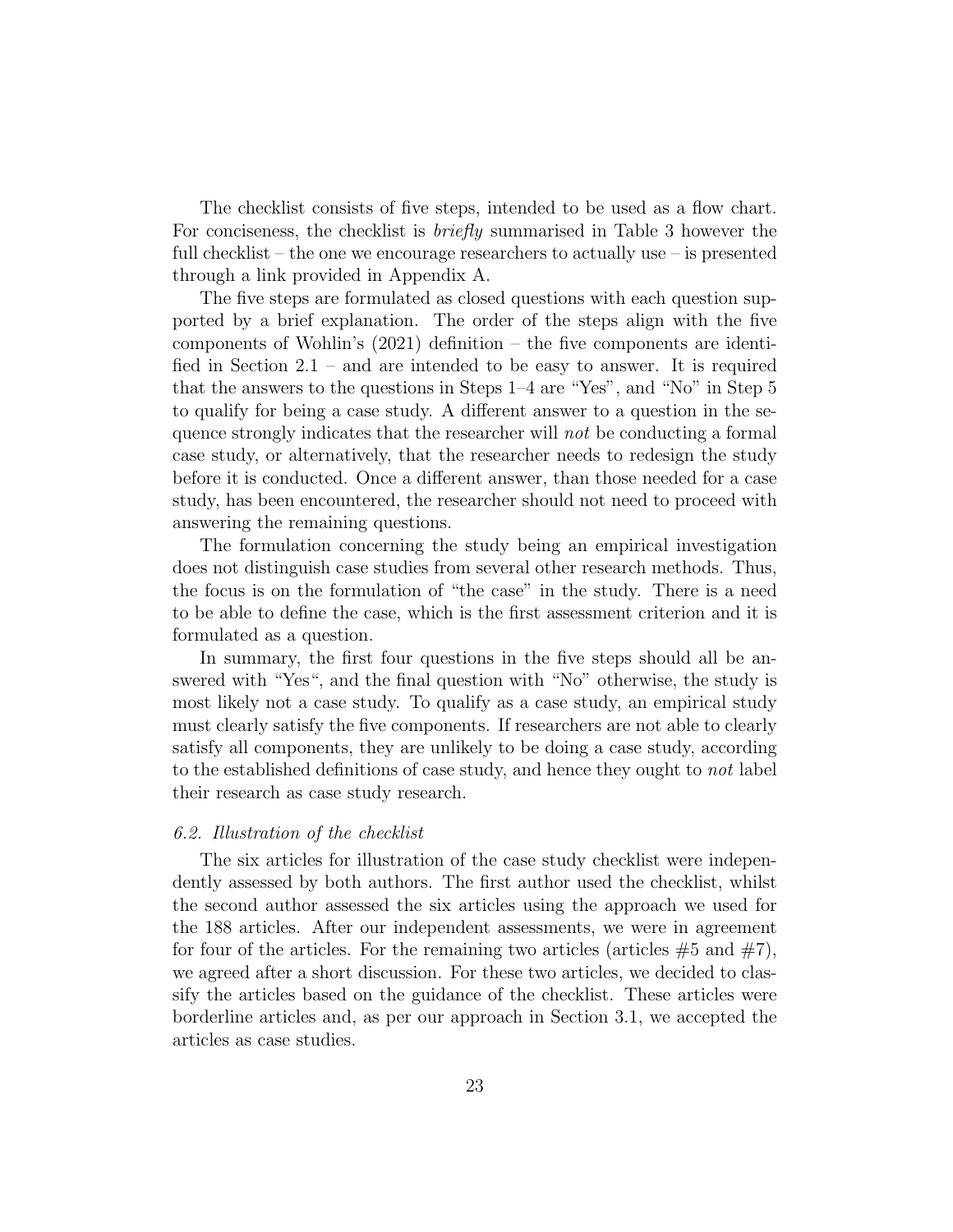The checklist consists of five steps, intended to be used as a flow chart. For conciseness, the checklist is *briefly* summarised in Table 3 however the full checklist – the one we encourage researchers to actually use – is presented through a link provided in Appendix A.

The five steps are formulated as closed questions with each question supported by a brief explanation. The order of the steps align with the five components of Wohlin's (2021) definition – the five components are identified in Section 2.1 – and are intended to be easy to answer. It is required that the answers to the questions in Steps 1–4 are "Yes", and "No" in Step 5 to qualify for being a case study. A different answer to a question in the sequence strongly indicates that the researcher will *not* be conducting a formal case study, or alternatively, that the researcher needs to redesign the study before it is conducted. Once a different answer, than those needed for a case study, has been encountered, the researcher should not need to proceed with answering the remaining questions.

The formulation concerning the study being an empirical investigation does not distinguish case studies from several other research methods. Thus, the focus is on the formulation of "the case" in the study. There is a need to be able to define the case, which is the first assessment criterion and it is formulated as a question.

In summary, the first four questions in the five steps should all be answered with "Yes", and the final question with "No" otherwise, the study is most likely not a case study. To qualify as a case study, an empirical study must clearly satisfy the five components. If researchers are not able to clearly satisfy all components, they are unlikely to be doing a case study, according to the established definitions of case study, and hence they ought to *not* label their research as case study research.

### *6.2. Illustration of the checklist*

The six articles for illustration of the case study checklist were independently assessed by both authors. The first author used the checklist, whilst the second author assessed the six articles using the approach we used for the 188 articles. After our independent assessments, we were in agreement for four of the articles. For the remaining two articles (articles #5 and #7), we agreed after a short discussion. For these two articles, we decided to classify the articles based on the guidance of the checklist. These articles were borderline articles and, as per our approach in Section 3.1, we accepted the articles as case studies.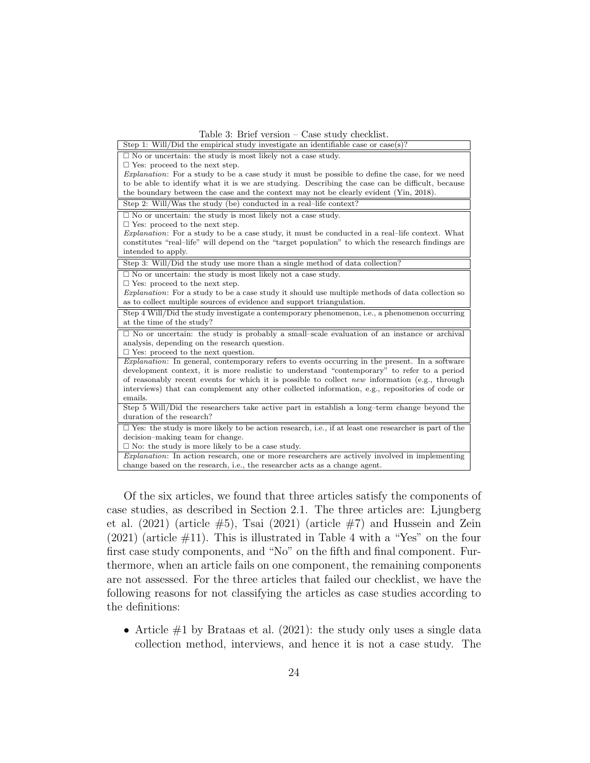Table 3: Brief version – Case study checklist.

| Step 1: Will/Did the empirical study investigate an identifiable case or case(s)? |
|---|
| ☐ No or uncertain: the study is most likely not a case study.<br>☐ Yes: proceed to the next step.<br>*Explanation*: For a study to be a case study it must be possible to define the case, for we need to be able to identify what it is we are studying. Describing the case can be difficult, because the boundary between the case and the context may not be clearly evident (Yin, 2018). |
| Step 2: Will/Was the study (be) conducted in a real–life context? |
| ☐ No or uncertain: the study is most likely not a case study.<br>☐ Yes: proceed to the next step.<br>*Explanation*: For a study to be a case study, it must be conducted in a real–life context. What constitutes "real–life" will depend on the "target population" to which the research findings are intended to apply. |
| Step 3: Will/Did the study use more than a single method of data collection? |
| ☐ No or uncertain: the study is most likely not a case study.<br>☐ Yes: proceed to the next step.<br>*Explanation*: For a study to be a case study it should use multiple methods of data collection so as to collect multiple sources of evidence and support triangulation. |
| Step 4 Will/Did the study investigate a contemporary phenomenon, i.e., a phenomenon occurring at the time of the study? |
| ☐ No or uncertain: the study is probably a small–scale evaluation of an instance or archival analysis, depending on the research question.<br>☐ Yes: proceed to the next question.<br>*Explanation*: In general, contemporary refers to events occurring in the present. In a software development context, it is more realistic to understand "contemporary" to refer to a period of reasonably recent events for which it is possible to collect *new* information (e.g., through interviews) that can complement any other collected information, e.g., repositories of code or emails. |
| Step 5 Will/Did the researchers take active part in establish a long–term change beyond the duration of the research? |
| ☐ Yes: the study is more likely to be action research, i.e., if at least one researcher is part of the decision–making team for change.<br>☐ No: the study is more likely to be a case study.<br>*Explanation*: In action research, one or more researchers are actively involved in implementing change based on the research, i.e., the researcher acts as a change agent. |

Of the six articles, we found that three articles satisfy the components of case studies, as described in Section 2.1. The three articles are: Ljungberg et al. (2021) (article #5), Tsai (2021) (article #7) and Hussein and Zein (2021) (article #11). This is illustrated in Table 4 with a "Yes" on the four first case study components, and "No" on the fifth and final component. Furthermore, when an article fails on one component, the remaining components are not assessed. For the three articles that failed our checklist, we have the following reasons for not classifying the articles as case studies according to the definitions:

- Article #1 by Brataas et al. (2021): the study only uses a single data collection method, interviews, and hence it is not a case study. The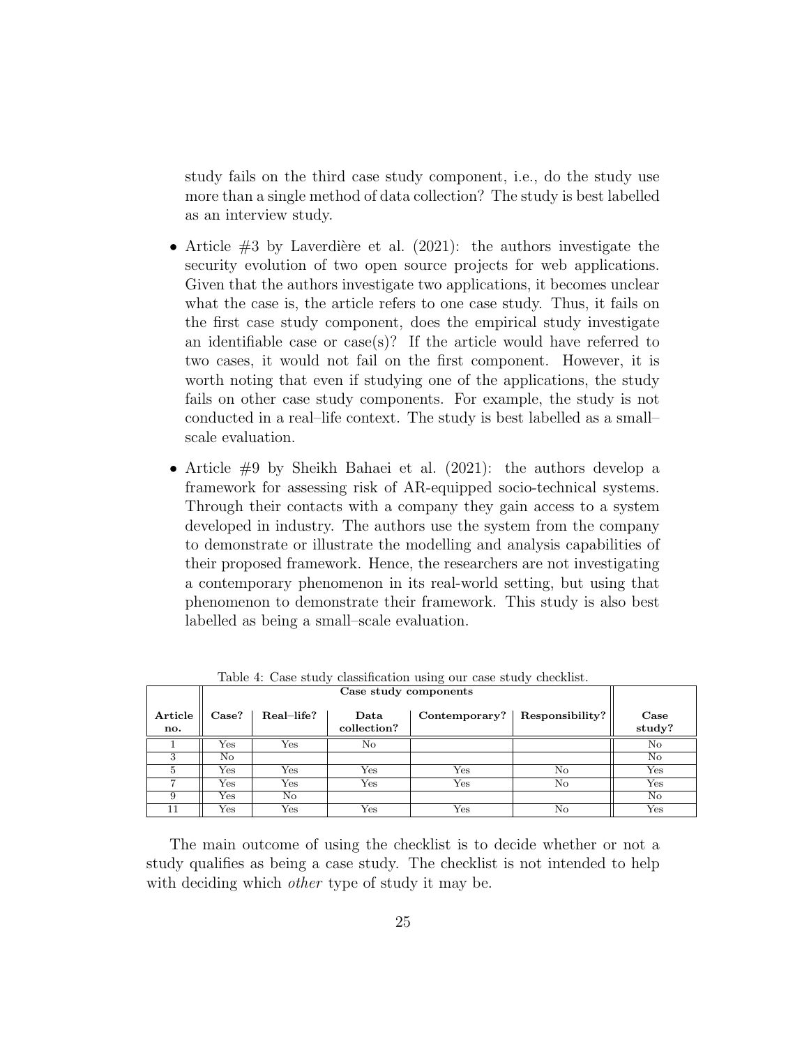study fails on the third case study component, i.e., do the study use more than a single method of data collection? The study is best labelled as an interview study.

- Article #3 by Laverdière et al. (2021): the authors investigate the security evolution of two open source projects for web applications. Given that the authors investigate two applications, it becomes unclear what the case is, the article refers to one case study. Thus, it fails on the first case study component, does the empirical study investigate an identifiable case or case(s)? If the article would have referred to two cases, it would not fail on the first component. However, it is worth noting that even if studying one of the applications, the study fails on other case study components. For example, the study is not conducted in a real–life context. The study is best labelled as a small–scale evaluation.

- Article #9 by Sheikh Bahaei et al. (2021): the authors develop a framework for assessing risk of AR-equipped socio-technical systems. Through their contacts with a company they gain access to a system developed in industry. The authors use the system from the company to demonstrate or illustrate the modelling and analysis capabilities of their proposed framework. Hence, the researchers are not investigating a contemporary phenomenon in its real-world setting, but using that phenomenon to demonstrate their framework. This study is also best labelled as being a small–scale evaluation.

Table 4: Case study classification using our case study checklist.

| | Case study components | | | | | |
|---|---|---|---|---|---|---|
| **Article no.** | **Case?** | **Real–life?** | **Data collection?** | **Contemporary?** | **Responsibility?** | **Case study?** |
| 1 | Yes | Yes | No | | | No |
| 3 | No | | | | | No |
| 5 | Yes | Yes | Yes | Yes | No | Yes |
| 7 | Yes | Yes | Yes | Yes | No | Yes |
| 9 | Yes | No | | | | No |
| 11 | Yes | Yes | Yes | Yes | No | Yes |

The main outcome of using the checklist is to decide whether or not a study qualifies as being a case study. The checklist is not intended to help with deciding which *other* type of study it may be.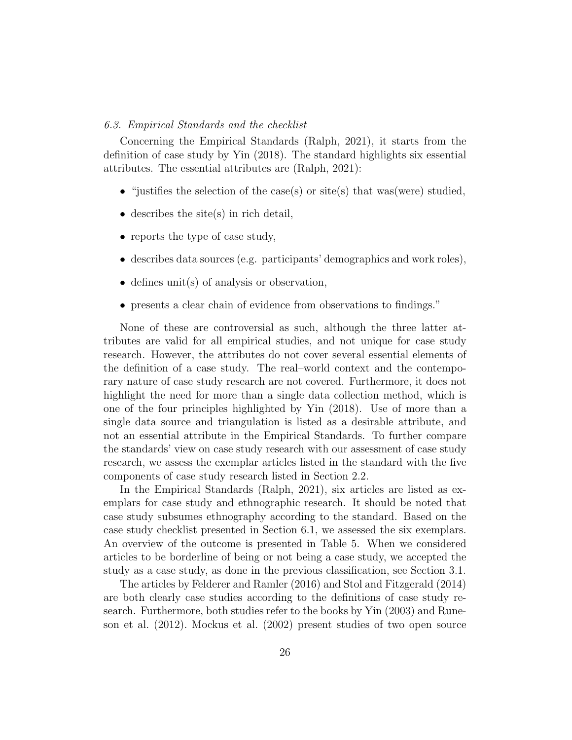### 6.3. Empirical Standards and the checklist

Concerning the Empirical Standards (Ralph, 2021), it starts from the definition of case study by Yin (2018). The standard highlights six essential attributes. The essential attributes are (Ralph, 2021):

- "justifies the selection of the case(s) or site(s) that was(were) studied,
- describes the site(s) in rich detail,
- reports the type of case study,
- describes data sources (e.g. participants' demographics and work roles),
- defines unit(s) of analysis or observation,
- presents a clear chain of evidence from observations to findings."

None of these are controversial as such, although the three latter attributes are valid for all empirical studies, and not unique for case study research. However, the attributes do not cover several essential elements of the definition of a case study. The real–world context and the contemporary nature of case study research are not covered. Furthermore, it does not highlight the need for more than a single data collection method, which is one of the four principles highlighted by Yin (2018). Use of more than a single data source and triangulation is listed as a desirable attribute, and not an essential attribute in the Empirical Standards. To further compare the standards' view on case study research with our assessment of case study research, we assess the exemplar articles listed in the standard with the five components of case study research listed in Section 2.2.

In the Empirical Standards (Ralph, 2021), six articles are listed as exemplars for case study and ethnographic research. It should be noted that case study subsumes ethnography according to the standard. Based on the case study checklist presented in Section 6.1, we assessed the six exemplars. An overview of the outcome is presented in Table 5. When we considered articles to be borderline of being or not being a case study, we accepted the study as a case study, as done in the previous classification, see Section 3.1.

The articles by Felderer and Ramler (2016) and Stol and Fitzgerald (2014) are both clearly case studies according to the definitions of case study research. Furthermore, both studies refer to the books by Yin (2003) and Runeson et al. (2012). Mockus et al. (2002) present studies of two open source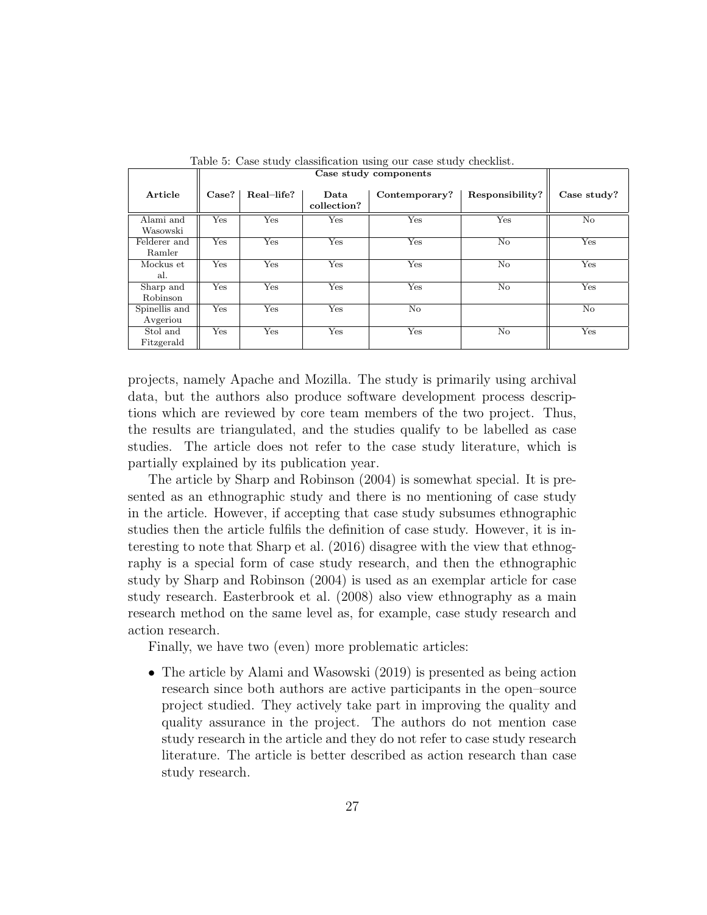Table 5: Case study classification using our case study checklist.

| Article | Case study components | | | | | Case study? |
|---|---|---|---|---|---|---|
| | Case? | Real–life? | Data collection? | Contemporary? | Responsibility? | |
| Alami and Wasowski | Yes | Yes | Yes | Yes | Yes | No |
| Felderer and Ramler | Yes | Yes | Yes | Yes | No | Yes |
| Mockus et al. | Yes | Yes | Yes | Yes | No | Yes |
| Sharp and Robinson | Yes | Yes | Yes | Yes | No | Yes |
| Spinellis and Avgeriou | Yes | Yes | Yes | No | | No |
| Stol and Fitzgerald | Yes | Yes | Yes | Yes | No | Yes |

projects, namely Apache and Mozilla. The study is primarily using archival data, but the authors also produce software development process descriptions which are reviewed by core team members of the two project. Thus, the results are triangulated, and the studies qualify to be labelled as case studies. The article does not refer to the case study literature, which is partially explained by its publication year.

The article by Sharp and Robinson (2004) is somewhat special. It is presented as an ethnographic study and there is no mentioning of case study in the article. However, if accepting that case study subsumes ethnographic studies then the article fulfils the definition of case study. However, it is interesting to note that Sharp et al. (2016) disagree with the view that ethnography is a special form of case study research, and then the ethnographic study by Sharp and Robinson (2004) is used as an exemplar article for case study research. Easterbrook et al. (2008) also view ethnography as a main research method on the same level as, for example, case study research and action research.

Finally, we have two (even) more problematic articles:

- The article by Alami and Wasowski (2019) is presented as being action research since both authors are active participants in the open–source project studied. They actively take part in improving the quality and quality assurance in the project. The authors do not mention case study research in the article and they do not refer to case study research literature. The article is better described as action research than case study research.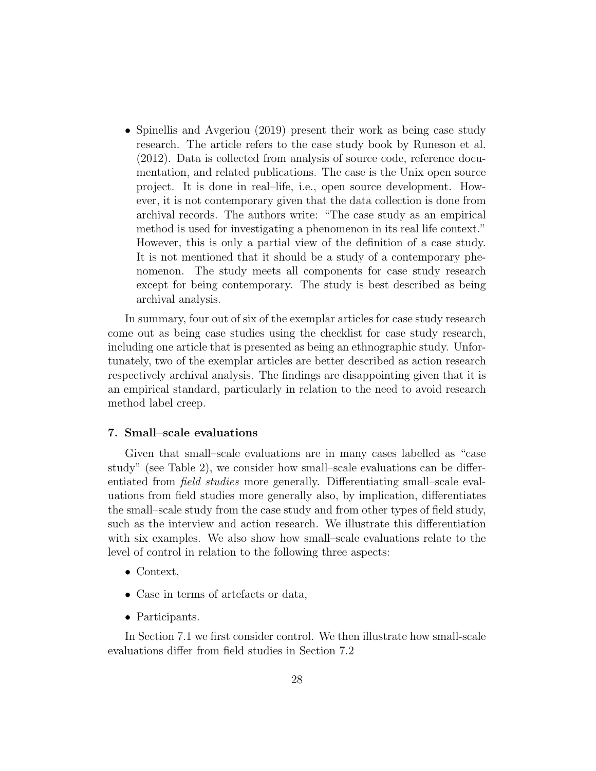- Spinellis and Avgeriou (2019) present their work as being case study research. The article refers to the case study book by Runeson et al. (2012). Data is collected from analysis of source code, reference documentation, and related publications. The case is the Unix open source project. It is done in real–life, i.e., open source development. However, it is not contemporary given that the data collection is done from archival records. The authors write: "The case study as an empirical method is used for investigating a phenomenon in its real life context." However, this is only a partial view of the definition of a case study. It is not mentioned that it should be a study of a contemporary phenomenon. The study meets all components for case study research except for being contemporary. The study is best described as being archival analysis.

In summary, four out of six of the exemplar articles for case study research come out as being case studies using the checklist for case study research, including one article that is presented as being an ethnographic study. Unfortunately, two of the exemplar articles are better described as action research respectively archival analysis. The findings are disappointing given that it is an empirical standard, particularly in relation to the need to avoid research method label creep.

## 7. Small–scale evaluations

Given that small–scale evaluations are in many cases labelled as "case study" (see Table 2), we consider how small–scale evaluations can be differentiated from *field studies* more generally. Differentiating small–scale evaluations from field studies more generally also, by implication, differentiates the small–scale study from the case study and from other types of field study, such as the interview and action research. We illustrate this differentiation with six examples. We also show how small–scale evaluations relate to the level of control in relation to the following three aspects:

- Context,
- Case in terms of artefacts or data,
- Participants.

In Section 7.1 we first consider control. We then illustrate how small-scale evaluations differ from field studies in Section 7.2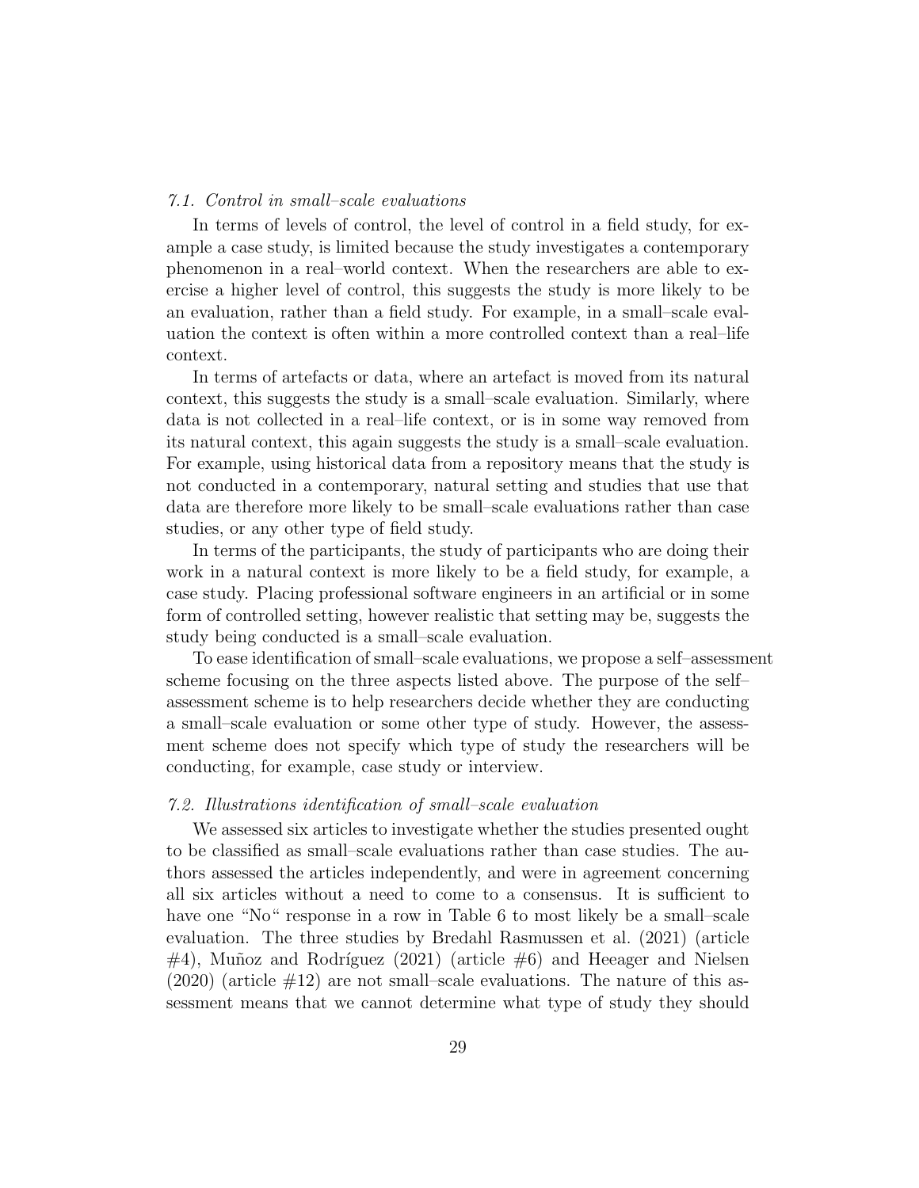### 7.1. Control in small–scale evaluations

In terms of levels of control, the level of control in a field study, for example a case study, is limited because the study investigates a contemporary phenomenon in a real–world context. When the researchers are able to exercise a higher level of control, this suggests the study is more likely to be an evaluation, rather than a field study. For example, in a small–scale evaluation the context is often within a more controlled context than a real–life context.

In terms of artefacts or data, where an artefact is moved from its natural context, this suggests the study is a small–scale evaluation. Similarly, where data is not collected in a real–life context, or is in some way removed from its natural context, this again suggests the study is a small–scale evaluation. For example, using historical data from a repository means that the study is not conducted in a contemporary, natural setting and studies that use that data are therefore more likely to be small–scale evaluations rather than case studies, or any other type of field study.

In terms of the participants, the study of participants who are doing their work in a natural context is more likely to be a field study, for example, a case study. Placing professional software engineers in an artificial or in some form of controlled setting, however realistic that setting may be, suggests the study being conducted is a small–scale evaluation.

To ease identification of small–scale evaluations, we propose a self–assessment scheme focusing on the three aspects listed above. The purpose of the self–assessment scheme is to help researchers decide whether they are conducting a small–scale evaluation or some other type of study. However, the assessment scheme does not specify which type of study the researchers will be conducting, for example, case study or interview.

### 7.2. Illustrations identification of small–scale evaluation

We assessed six articles to investigate whether the studies presented ought to be classified as small–scale evaluations rather than case studies. The authors assessed the articles independently, and were in agreement concerning all six articles without a need to come to a consensus. It is sufficient to have one "No" response in a row in Table 6 to most likely be a small–scale evaluation. The three studies by Bredahl Rasmussen et al. (2021) (article #4), Muñoz and Rodríguez (2021) (article #6) and Heeager and Nielsen (2020) (article #12) are not small–scale evaluations. The nature of this assessment means that we cannot determine what type of study they should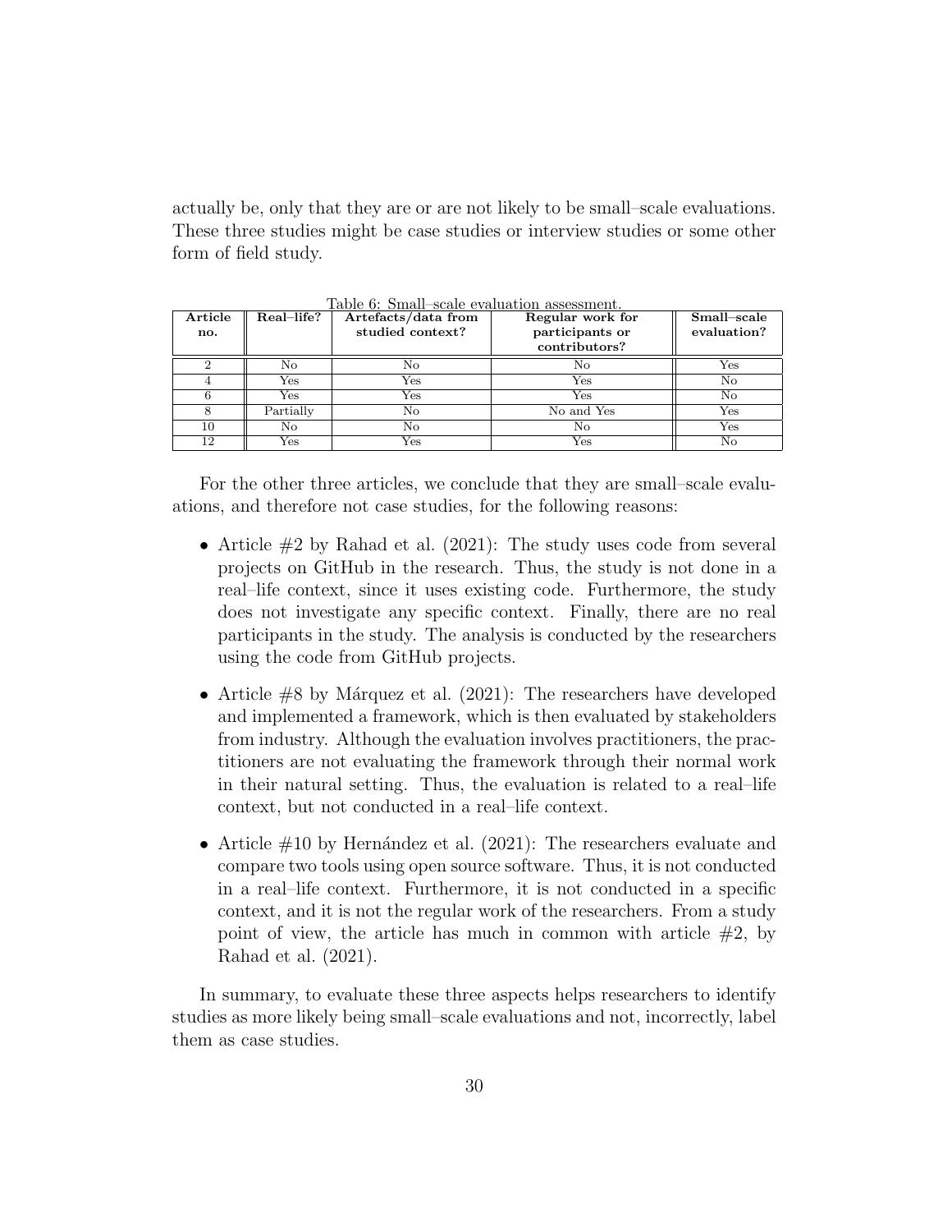actually be, only that they are or are not likely to be small–scale evaluations. These three studies might be case studies or interview studies or some other form of field study.

Table 6: Small–scale evaluation assessment.

| Article no. | Real–life? | Artefacts/data from studied context? | Regular work for participants or contributors? | Small–scale evaluation? |
|---|---|---|---|---|
| 2 | No | No | No | Yes |
| 4 | Yes | Yes | Yes | No |
| 6 | Yes | Yes | Yes | No |
| 8 | Partially | No | No and Yes | Yes |
| 10 | No | No | No | Yes |
| 12 | Yes | Yes | Yes | No |

For the other three articles, we conclude that they are small–scale evaluations, and therefore not case studies, for the following reasons:

- Article #2 by Rahad et al. (2021): The study uses code from several projects on GitHub in the research. Thus, the study is not done in a real–life context, since it uses existing code. Furthermore, the study does not investigate any specific context. Finally, there are no real participants in the study. The analysis is conducted by the researchers using the code from GitHub projects.
- Article #8 by Márquez et al. (2021): The researchers have developed and implemented a framework, which is then evaluated by stakeholders from industry. Although the evaluation involves practitioners, the practitioners are not evaluating the framework through their normal work in their natural setting. Thus, the evaluation is related to a real–life context, but not conducted in a real–life context.
- Article #10 by Hernández et al. (2021): The researchers evaluate and compare two tools using open source software. Thus, it is not conducted in a real–life context. Furthermore, it is not conducted in a specific context, and it is not the regular work of the researchers. From a study point of view, the article has much in common with article #2, by Rahad et al. (2021).

In summary, to evaluate these three aspects helps researchers to identify studies as more likely being small–scale evaluations and not, incorrectly, label them as case studies.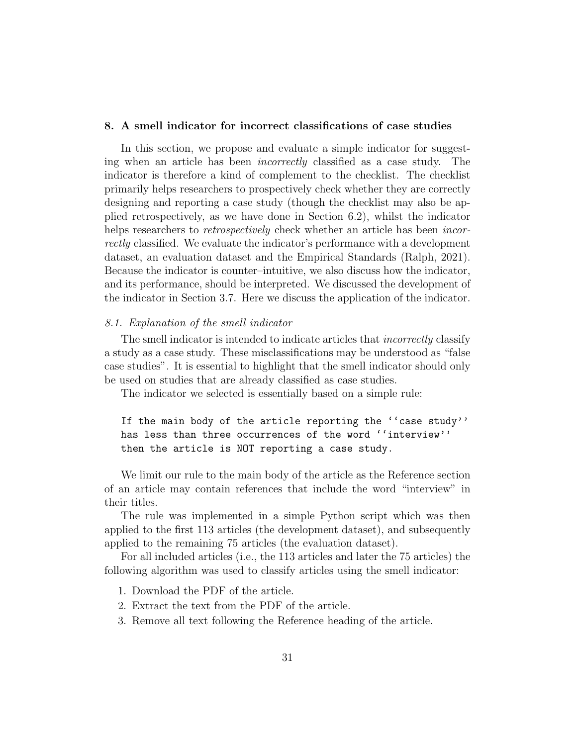## 8. A smell indicator for incorrect classifications of case studies

In this section, we propose and evaluate a simple indicator for suggesting when an article has been *incorrectly* classified as a case study. The indicator is therefore a kind of complement to the checklist. The checklist primarily helps researchers to prospectively check whether they are correctly designing and reporting a case study (though the checklist may also be applied retrospectively, as we have done in Section 6.2), whilst the indicator helps researchers to *retrospectively* check whether an article has been *incorrectly* classified. We evaluate the indicator's performance with a development dataset, an evaluation dataset and the Empirical Standards (Ralph, 2021). Because the indicator is counter–intuitive, we also discuss how the indicator, and its performance, should be interpreted. We discussed the development of the indicator in Section 3.7. Here we discuss the application of the indicator.

### *8.1. Explanation of the smell indicator*

The smell indicator is intended to indicate articles that *incorrectly* classify a study as a case study. These misclassifications may be understood as "false case studies". It is essential to highlight that the smell indicator should only be used on studies that are already classified as case studies.

The indicator we selected is essentially based on a simple rule:

```
If the main body of the article reporting the ''case study''
has less than three occurrences of the word ''interview''
then the article is NOT reporting a case study.
```

We limit our rule to the main body of the article as the Reference section of an article may contain references that include the word "interview" in their titles.

The rule was implemented in a simple Python script which was then applied to the first 113 articles (the development dataset), and subsequently applied to the remaining 75 articles (the evaluation dataset).

For all included articles (i.e., the 113 articles and later the 75 articles) the following algorithm was used to classify articles using the smell indicator:

1. Download the PDF of the article.
2. Extract the text from the PDF of the article.
3. Remove all text following the Reference heading of the article.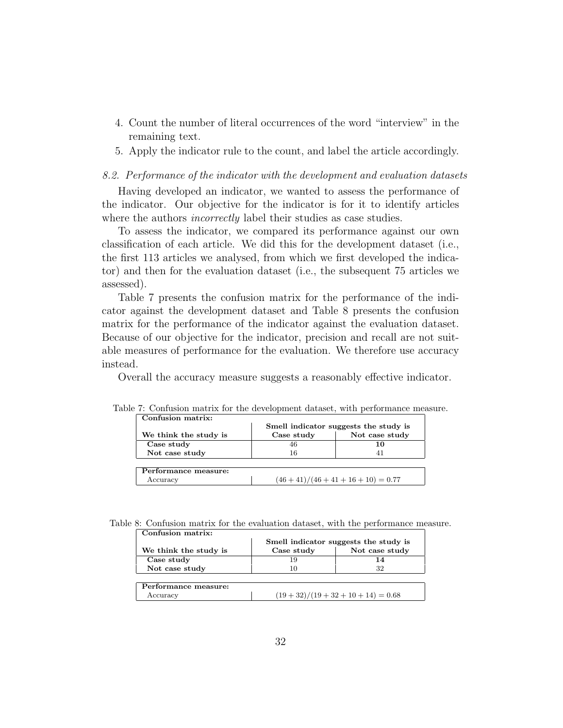4. Count the number of literal occurrences of the word "interview" in the remaining text.
5. Apply the indicator rule to the count, and label the article accordingly.

### *8.2. Performance of the indicator with the development and evaluation datasets*

Having developed an indicator, we wanted to assess the performance of the indicator. Our objective for the indicator is for it to identify articles where the authors *incorrectly* label their studies as case studies.

To assess the indicator, we compared its performance against our own classification of each article. We did this for the development dataset (i.e., the first 113 articles we analysed, from which we first developed the indicator) and then for the evaluation dataset (i.e., the subsequent 75 articles we assessed).

Table 7 presents the confusion matrix for the performance of the indicator against the development dataset and Table 8 presents the confusion matrix for the performance of the indicator against the evaluation dataset. Because of our objective for the indicator, precision and recall are not suitable measures of performance for the evaluation. We therefore use accuracy instead.

Overall the accuracy measure suggests a reasonably effective indicator.

Table 7: Confusion matrix for the development dataset, with performance measure.

| **Confusion matrix:** | | |
|---|---|---|
| | **Smell indicator suggests the study is** | |
| **We think the study is** | **Case study** | **Not case study** |
| **Case study** | 46 | **10** |
| **Not case study** | 16 | 41 |
| **Performance measure:** | | |
| Accuracy | $(46 + 41)/(46 + 41 + 16 + 10) = 0.77$ | |

Table 8: Confusion matrix for the evaluation dataset, with the performance measure.

| **Confusion matrix:** | | |
|---|---|---|
| | **Smell indicator suggests the study is** | |
| **We think the study is** | **Case study** | **Not case study** |
| **Case study** | 19 | **14** |
| **Not case study** | 10 | 32 |
| **Performance measure:** | | |
| Accuracy | $(19 + 32)/(19 + 32 + 10 + 14) = 0.68$ | |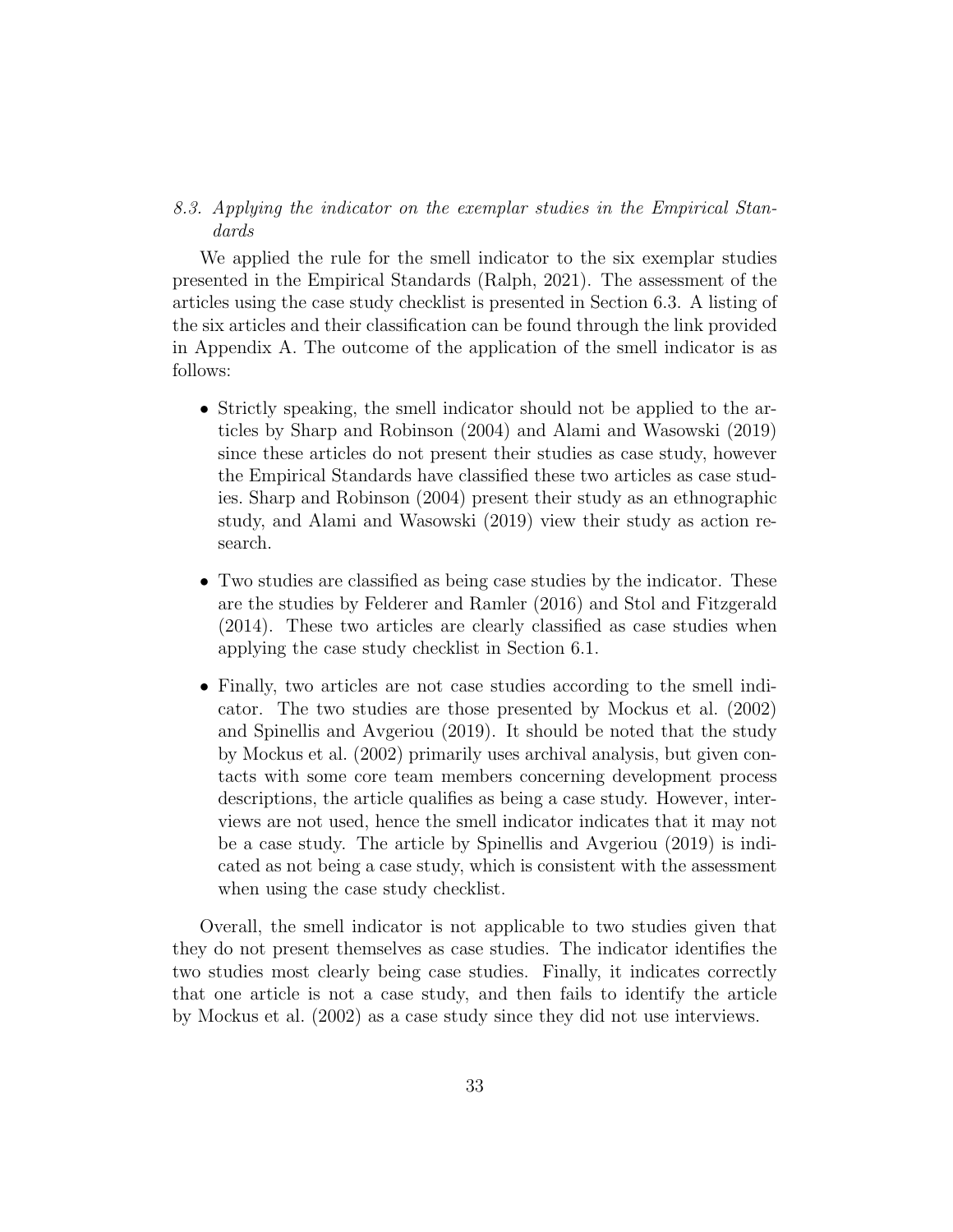### 8.3. Applying the indicator on the exemplar studies in the Empirical Standards

We applied the rule for the smell indicator to the six exemplar studies presented in the Empirical Standards (Ralph, 2021). The assessment of the articles using the case study checklist is presented in Section 6.3. A listing of the six articles and their classification can be found through the link provided in Appendix A. The outcome of the application of the smell indicator is as follows:

- Strictly speaking, the smell indicator should not be applied to the articles by Sharp and Robinson (2004) and Alami and Wasowski (2019) since these articles do not present their studies as case study, however the Empirical Standards have classified these two articles as case studies. Sharp and Robinson (2004) present their study as an ethnographic study, and Alami and Wasowski (2019) view their study as action research.
- Two studies are classified as being case studies by the indicator. These are the studies by Felderer and Ramler (2016) and Stol and Fitzgerald (2014). These two articles are clearly classified as case studies when applying the case study checklist in Section 6.1.
- Finally, two articles are not case studies according to the smell indicator. The two studies are those presented by Mockus et al. (2002) and Spinellis and Avgeriou (2019). It should be noted that the study by Mockus et al. (2002) primarily uses archival analysis, but given contacts with some core team members concerning development process descriptions, the article qualifies as being a case study. However, interviews are not used, hence the smell indicator indicates that it may not be a case study. The article by Spinellis and Avgeriou (2019) is indicated as not being a case study, which is consistent with the assessment when using the case study checklist.

Overall, the smell indicator is not applicable to two studies given that they do not present themselves as case studies. The indicator identifies the two studies most clearly being case studies. Finally, it indicates correctly that one article is not a case study, and then fails to identify the article by Mockus et al. (2002) as a case study since they did not use interviews.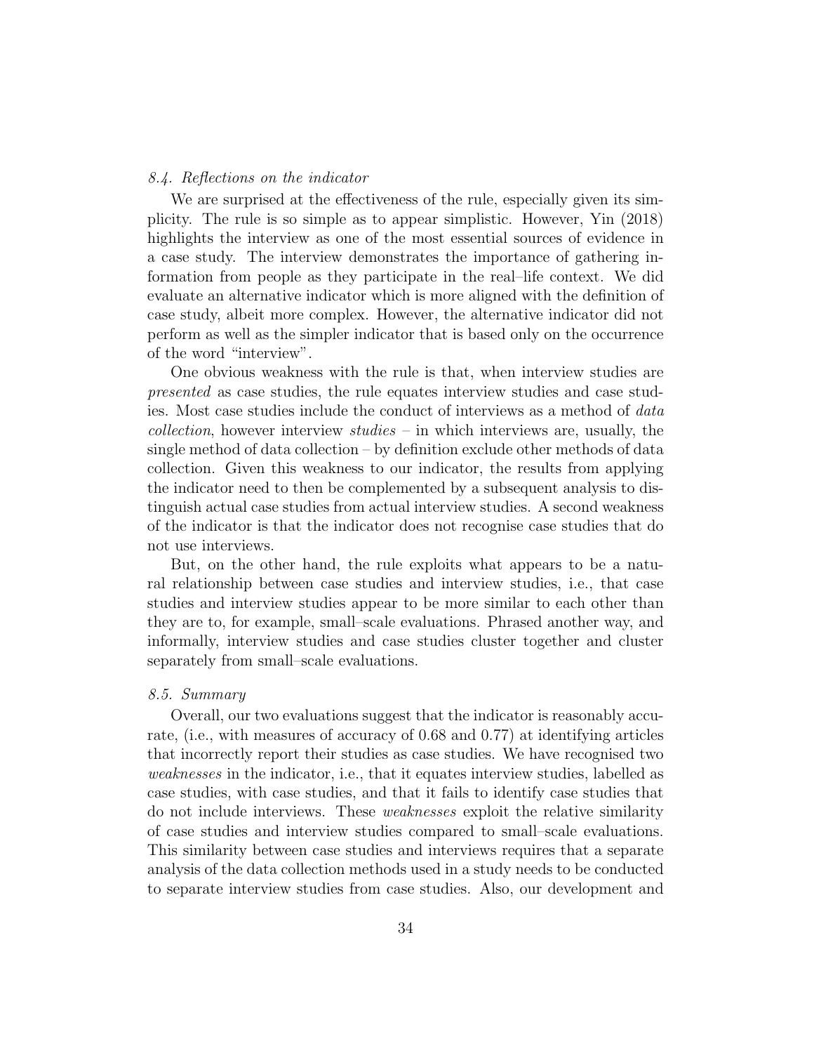### *8.4. Reflections on the indicator*

We are surprised at the effectiveness of the rule, especially given its simplicity. The rule is so simple as to appear simplistic. However, Yin (2018) highlights the interview as one of the most essential sources of evidence in a case study. The interview demonstrates the importance of gathering information from people as they participate in the real–life context. We did evaluate an alternative indicator which is more aligned with the definition of case study, albeit more complex. However, the alternative indicator did not perform as well as the simpler indicator that is based only on the occurrence of the word "interview".

One obvious weakness with the rule is that, when interview studies are *presented* as case studies, the rule equates interview studies and case studies. Most case studies include the conduct of interviews as a method of *data collection*, however interview *studies* – in which interviews are, usually, the single method of data collection – by definition exclude other methods of data collection. Given this weakness to our indicator, the results from applying the indicator need to then be complemented by a subsequent analysis to distinguish actual case studies from actual interview studies. A second weakness of the indicator is that the indicator does not recognise case studies that do not use interviews.

But, on the other hand, the rule exploits what appears to be a natural relationship between case studies and interview studies, i.e., that case studies and interview studies appear to be more similar to each other than they are to, for example, small–scale evaluations. Phrased another way, and informally, interview studies and case studies cluster together and cluster separately from small–scale evaluations.

### *8.5. Summary*

Overall, our two evaluations suggest that the indicator is reasonably accurate, (i.e., with measures of accuracy of 0.68 and 0.77) at identifying articles that incorrectly report their studies as case studies. We have recognised two *weaknesses* in the indicator, i.e., that it equates interview studies, labelled as case studies, with case studies, and that it fails to identify case studies that do not include interviews. These *weaknesses* exploit the relative similarity of case studies and interview studies compared to small–scale evaluations. This similarity between case studies and interviews requires that a separate analysis of the data collection methods used in a study needs to be conducted to separate interview studies from case studies. Also, our development and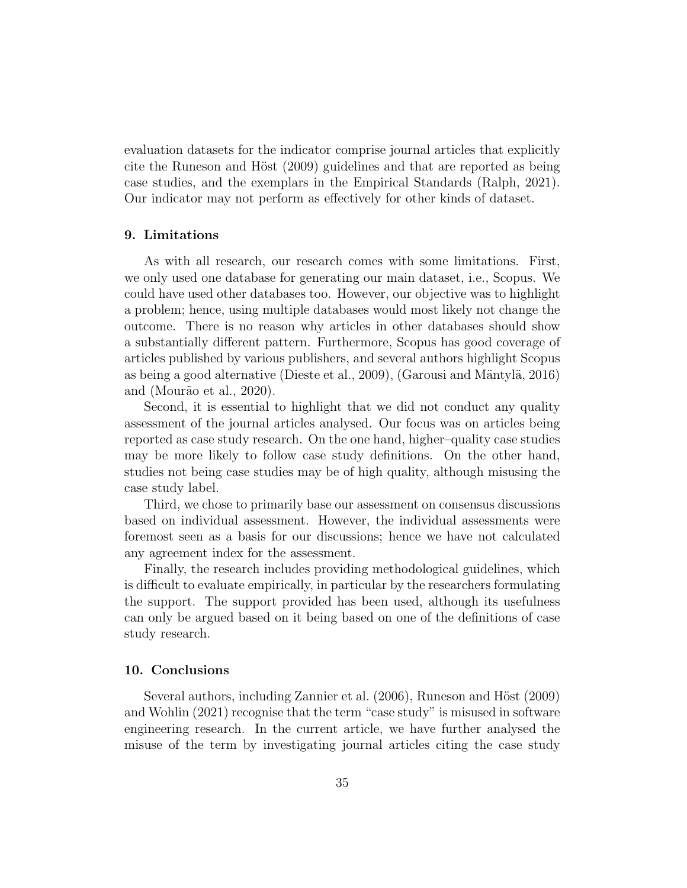evaluation datasets for the indicator comprise journal articles that explicitly cite the Runeson and Höst (2009) guidelines and that are reported as being case studies, and the exemplars in the Empirical Standards (Ralph, 2021). Our indicator may not perform as effectively for other kinds of dataset.

## 9. Limitations

As with all research, our research comes with some limitations. First, we only used one database for generating our main dataset, i.e., Scopus. We could have used other databases too. However, our objective was to highlight a problem; hence, using multiple databases would most likely not change the outcome. There is no reason why articles in other databases should show a substantially different pattern. Furthermore, Scopus has good coverage of articles published by various publishers, and several authors highlight Scopus as being a good alternative (Dieste et al., 2009), (Garousi and Mäntylä, 2016) and (Mourão et al., 2020).

Second, it is essential to highlight that we did not conduct any quality assessment of the journal articles analysed. Our focus was on articles being reported as case study research. On the one hand, higher–quality case studies may be more likely to follow case study definitions. On the other hand, studies not being case studies may be of high quality, although misusing the case study label.

Third, we chose to primarily base our assessment on consensus discussions based on individual assessment. However, the individual assessments were foremost seen as a basis for our discussions; hence we have not calculated any agreement index for the assessment.

Finally, the research includes providing methodological guidelines, which is difficult to evaluate empirically, in particular by the researchers formulating the support. The support provided has been used, although its usefulness can only be argued based on it being based on one of the definitions of case study research.

## 10. Conclusions

Several authors, including Zannier et al. (2006), Runeson and Höst (2009) and Wohlin (2021) recognise that the term "case study" is misused in software engineering research. In the current article, we have further analysed the misuse of the term by investigating journal articles citing the case study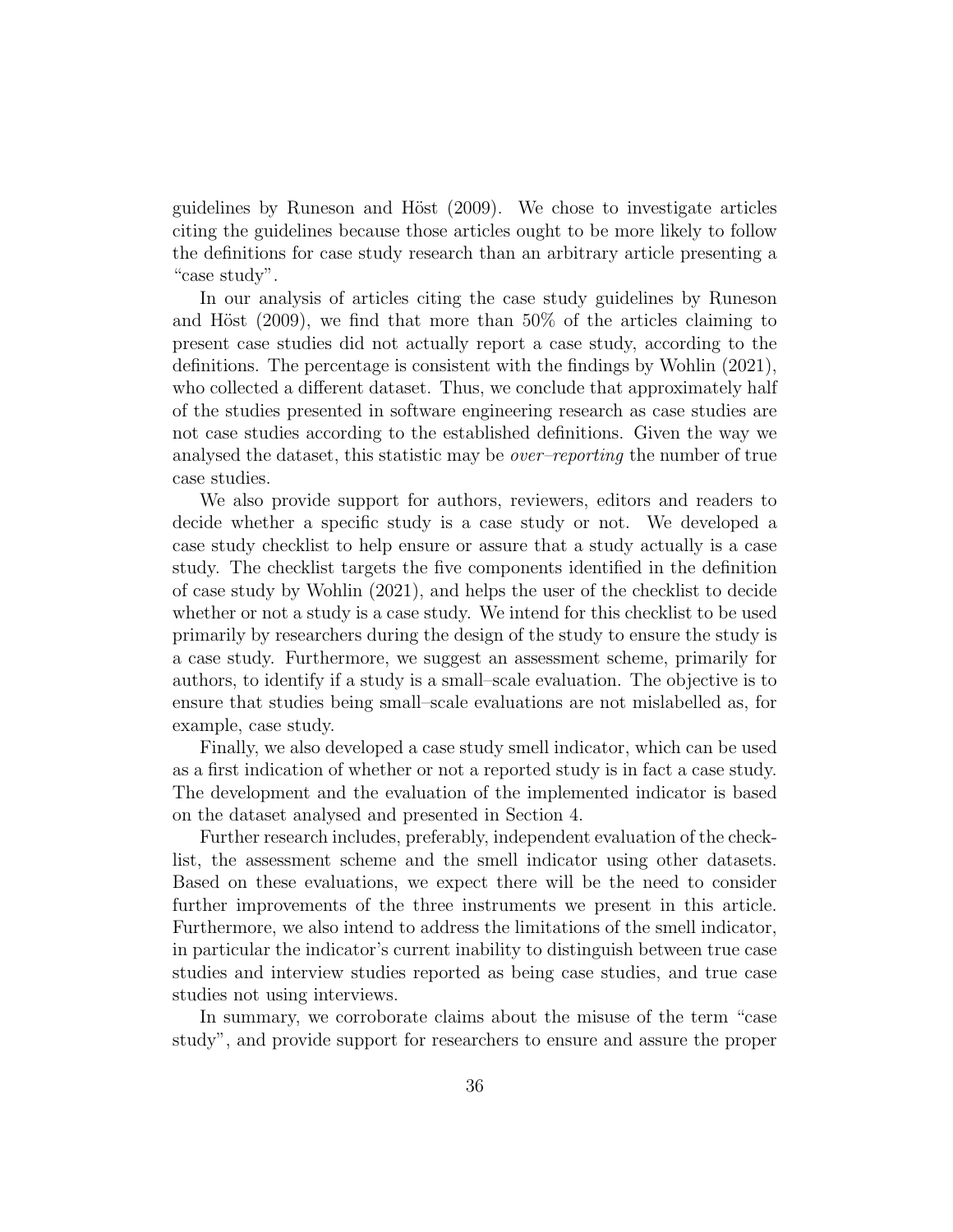guidelines by Runeson and Höst (2009). We chose to investigate articles citing the guidelines because those articles ought to be more likely to follow the definitions for case study research than an arbitrary article presenting a "case study".

In our analysis of articles citing the case study guidelines by Runeson and Höst (2009), we find that more than 50% of the articles claiming to present case studies did not actually report a case study, according to the definitions. The percentage is consistent with the findings by Wohlin (2021), who collected a different dataset. Thus, we conclude that approximately half of the studies presented in software engineering research as case studies are not case studies according to the established definitions. Given the way we analysed the dataset, this statistic may be *over–reporting* the number of true case studies.

We also provide support for authors, reviewers, editors and readers to decide whether a specific study is a case study or not. We developed a case study checklist to help ensure or assure that a study actually is a case study. The checklist targets the five components identified in the definition of case study by Wohlin (2021), and helps the user of the checklist to decide whether or not a study is a case study. We intend for this checklist to be used primarily by researchers during the design of the study to ensure the study is a case study. Furthermore, we suggest an assessment scheme, primarily for authors, to identify if a study is a small–scale evaluation. The objective is to ensure that studies being small–scale evaluations are not mislabelled as, for example, case study.

Finally, we also developed a case study smell indicator, which can be used as a first indication of whether or not a reported study is in fact a case study. The development and the evaluation of the implemented indicator is based on the dataset analysed and presented in Section 4.

Further research includes, preferably, independent evaluation of the checklist, the assessment scheme and the smell indicator using other datasets. Based on these evaluations, we expect there will be the need to consider further improvements of the three instruments we present in this article. Furthermore, we also intend to address the limitations of the smell indicator, in particular the indicator's current inability to distinguish between true case studies and interview studies reported as being case studies, and true case studies not using interviews.

In summary, we corroborate claims about the misuse of the term "case study", and provide support for researchers to ensure and assure the proper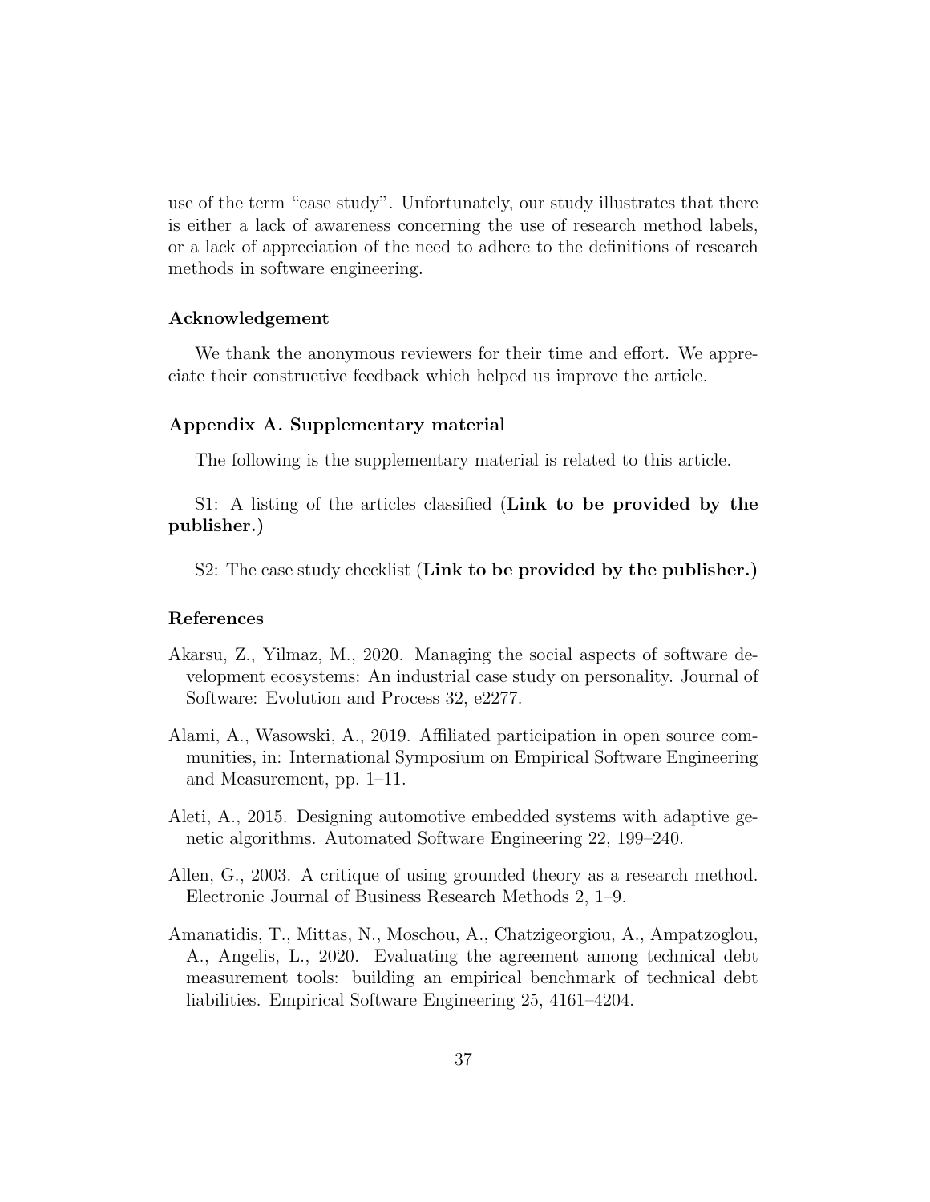use of the term "case study". Unfortunately, our study illustrates that there is either a lack of awareness concerning the use of research method labels, or a lack of appreciation of the need to adhere to the definitions of research methods in software engineering.

### Acknowledgement

We thank the anonymous reviewers for their time and effort. We appreciate their constructive feedback which helped us improve the article.

### Appendix A. Supplementary material

The following is the supplementary material is related to this article.

S1: A listing of the articles classified (**Link to be provided by the publisher.**)

S2: The case study checklist (**Link to be provided by the publisher.**)

### References

Akarsu, Z., Yilmaz, M., 2020. Managing the social aspects of software development ecosystems: An industrial case study on personality. Journal of Software: Evolution and Process 32, e2277.

Alami, A., Wasowski, A., 2019. Affiliated participation in open source communities, in: International Symposium on Empirical Software Engineering and Measurement, pp. 1–11.

Aleti, A., 2015. Designing automotive embedded systems with adaptive genetic algorithms. Automated Software Engineering 22, 199–240.

Allen, G., 2003. A critique of using grounded theory as a research method. Electronic Journal of Business Research Methods 2, 1–9.

Amanatidis, T., Mittas, N., Moschou, A., Chatzigeorgiou, A., Ampatzoglou, A., Angelis, L., 2020. Evaluating the agreement among technical debt measurement tools: building an empirical benchmark of technical debt liabilities. Empirical Software Engineering 25, 4161–4204.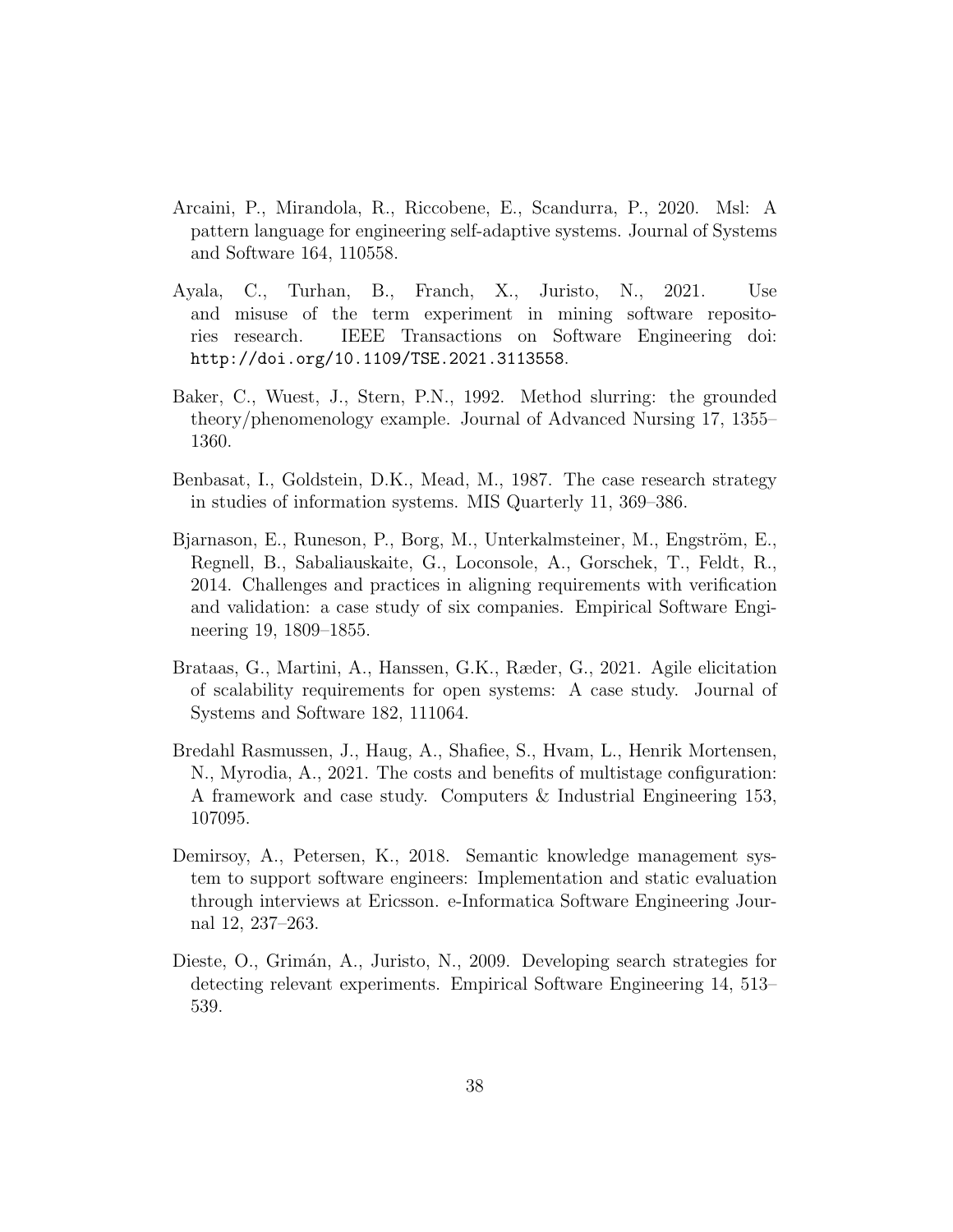Arcaini, P., Mirandola, R., Riccobene, E., Scandurra, P., 2020. Msl: A pattern language for engineering self-adaptive systems. Journal of Systems and Software 164, 110558.

Ayala, C., Turhan, B., Franch, X., Juristo, N., 2021. Use and misuse of the term experiment in mining software repositories research. IEEE Transactions on Software Engineering doi: http://doi.org/10.1109/TSE.2021.3113558.

Baker, C., Wuest, J., Stern, P.N., 1992. Method slurring: the grounded theory/phenomenology example. Journal of Advanced Nursing 17, 1355–1360.

Benbasat, I., Goldstein, D.K., Mead, M., 1987. The case research strategy in studies of information systems. MIS Quarterly 11, 369–386.

Bjarnason, E., Runeson, P., Borg, M., Unterkalmsteiner, M., Engström, E., Regnell, B., Sabaliauskaite, G., Loconsole, A., Gorschek, T., Feldt, R., 2014. Challenges and practices in aligning requirements with verification and validation: a case study of six companies. Empirical Software Engineering 19, 1809–1855.

Brataas, G., Martini, A., Hanssen, G.K., Ræder, G., 2021. Agile elicitation of scalability requirements for open systems: A case study. Journal of Systems and Software 182, 111064.

Bredahl Rasmussen, J., Haug, A., Shafiee, S., Hvam, L., Henrik Mortensen, N., Myrodia, A., 2021. The costs and benefits of multistage configuration: A framework and case study. Computers & Industrial Engineering 153, 107095.

Demirsoy, A., Petersen, K., 2018. Semantic knowledge management system to support software engineers: Implementation and static evaluation through interviews at Ericsson. e-Informatica Software Engineering Journal 12, 237–263.

Dieste, O., Grimán, A., Juristo, N., 2009. Developing search strategies for detecting relevant experiments. Empirical Software Engineering 14, 513–539.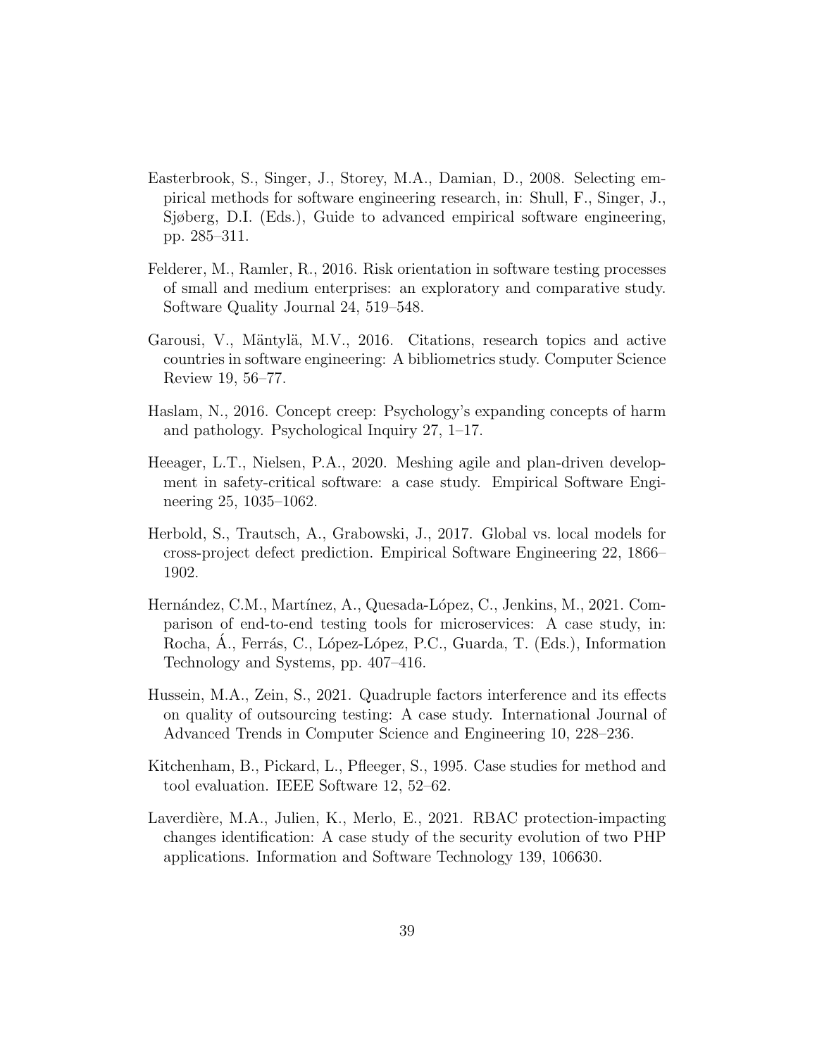Easterbrook, S., Singer, J., Storey, M.A., Damian, D., 2008. Selecting empirical methods for software engineering research, in: Shull, F., Singer, J., Sjøberg, D.I. (Eds.), Guide to advanced empirical software engineering, pp. 285–311.

Felderer, M., Ramler, R., 2016. Risk orientation in software testing processes of small and medium enterprises: an exploratory and comparative study. Software Quality Journal 24, 519–548.

Garousi, V., Mäntylä, M.V., 2016. Citations, research topics and active countries in software engineering: A bibliometrics study. Computer Science Review 19, 56–77.

Haslam, N., 2016. Concept creep: Psychology's expanding concepts of harm and pathology. Psychological Inquiry 27, 1–17.

Heeager, L.T., Nielsen, P.A., 2020. Meshing agile and plan-driven development in safety-critical software: a case study. Empirical Software Engineering 25, 1035–1062.

Herbold, S., Trautsch, A., Grabowski, J., 2017. Global vs. local models for cross-project defect prediction. Empirical Software Engineering 22, 1866–1902.

Hernández, C.M., Martínez, A., Quesada-López, C., Jenkins, M., 2021. Comparison of end-to-end testing tools for microservices: A case study, in: Rocha, Á., Ferrás, C., López-López, P.C., Guarda, T. (Eds.), Information Technology and Systems, pp. 407–416.

Hussein, M.A., Zein, S., 2021. Quadruple factors interference and its effects on quality of outsourcing testing: A case study. International Journal of Advanced Trends in Computer Science and Engineering 10, 228–236.

Kitchenham, B., Pickard, L., Pfleeger, S., 1995. Case studies for method and tool evaluation. IEEE Software 12, 52–62.

Laverdière, M.A., Julien, K., Merlo, E., 2021. RBAC protection-impacting changes identification: A case study of the security evolution of two PHP applications. Information and Software Technology 139, 106630.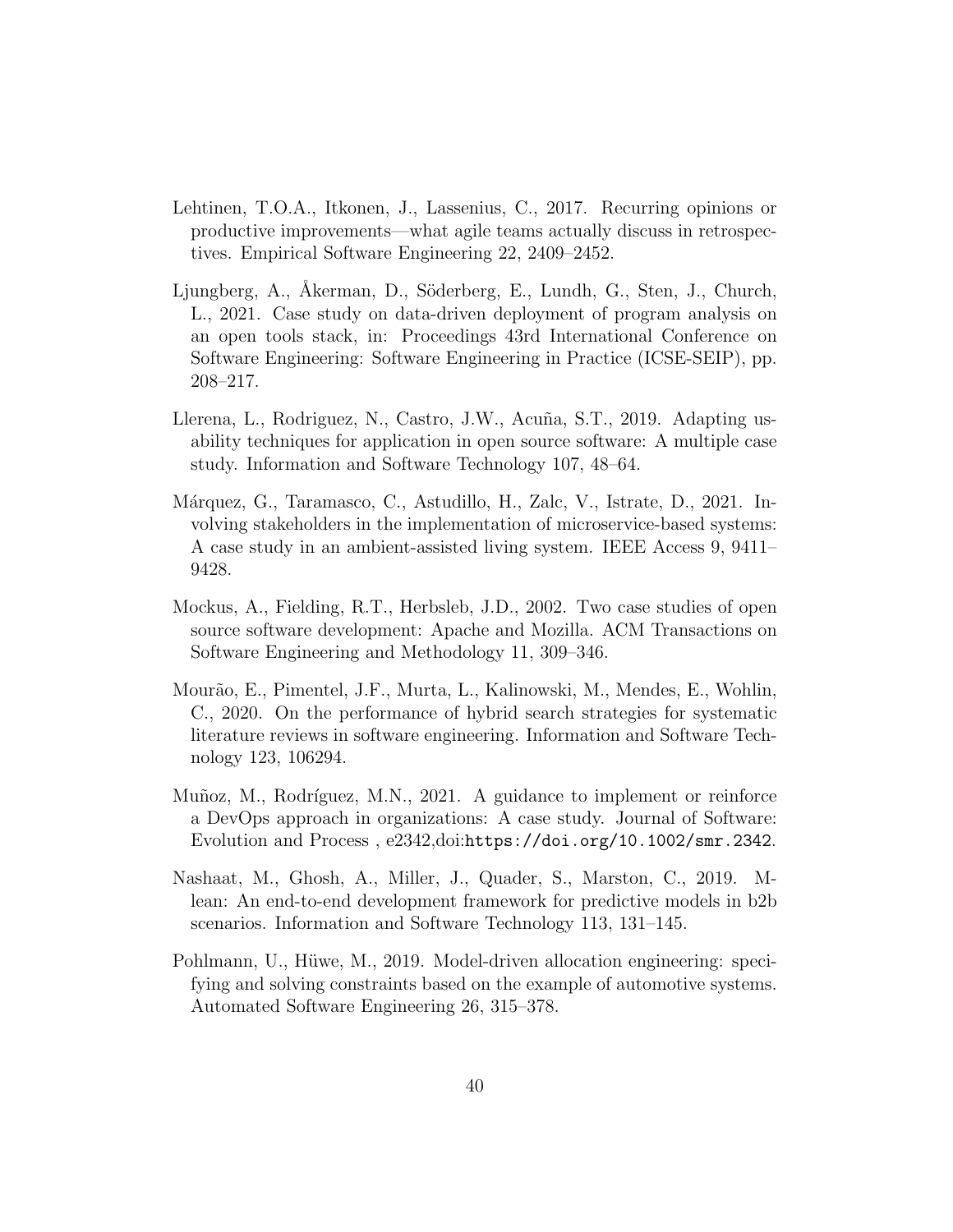Lehtinen, T.O.A., Itkonen, J., Lassenius, C., 2017. Recurring opinions or productive improvements—what agile teams actually discuss in retrospectives. Empirical Software Engineering 22, 2409–2452.

Ljungberg, A., Åkerman, D., Söderberg, E., Lundh, G., Sten, J., Church, L., 2021. Case study on data-driven deployment of program analysis on an open tools stack, in: Proceedings 43rd International Conference on Software Engineering: Software Engineering in Practice (ICSE-SEIP), pp. 208–217.

Llerena, L., Rodriguez, N., Castro, J.W., Acuña, S.T., 2019. Adapting usability techniques for application in open source software: A multiple case study. Information and Software Technology 107, 48–64.

Márquez, G., Taramasco, C., Astudillo, H., Zalc, V., Istrate, D., 2021. Involving stakeholders in the implementation of microservice-based systems: A case study in an ambient-assisted living system. IEEE Access 9, 9411–9428.

Mockus, A., Fielding, R.T., Herbsleb, J.D., 2002. Two case studies of open source software development: Apache and Mozilla. ACM Transactions on Software Engineering and Methodology 11, 309–346.

Mourão, E., Pimentel, J.F., Murta, L., Kalinowski, M., Mendes, E., Wohlin, C., 2020. On the performance of hybrid search strategies for systematic literature reviews in software engineering. Information and Software Technology 123, 106294.

Muñoz, M., Rodríguez, M.N., 2021. A guidance to implement or reinforce a DevOps approach in organizations: A case study. Journal of Software: Evolution and Process , e2342,doi:https://doi.org/10.1002/smr.2342.

Nashaat, M., Ghosh, A., Miller, J., Quader, S., Marston, C., 2019. M-lean: An end-to-end development framework for predictive models in b2b scenarios. Information and Software Technology 113, 131–145.

Pohlmann, U., Hüwe, M., 2019. Model-driven allocation engineering: specifying and solving constraints based on the example of automotive systems. Automated Software Engineering 26, 315–378.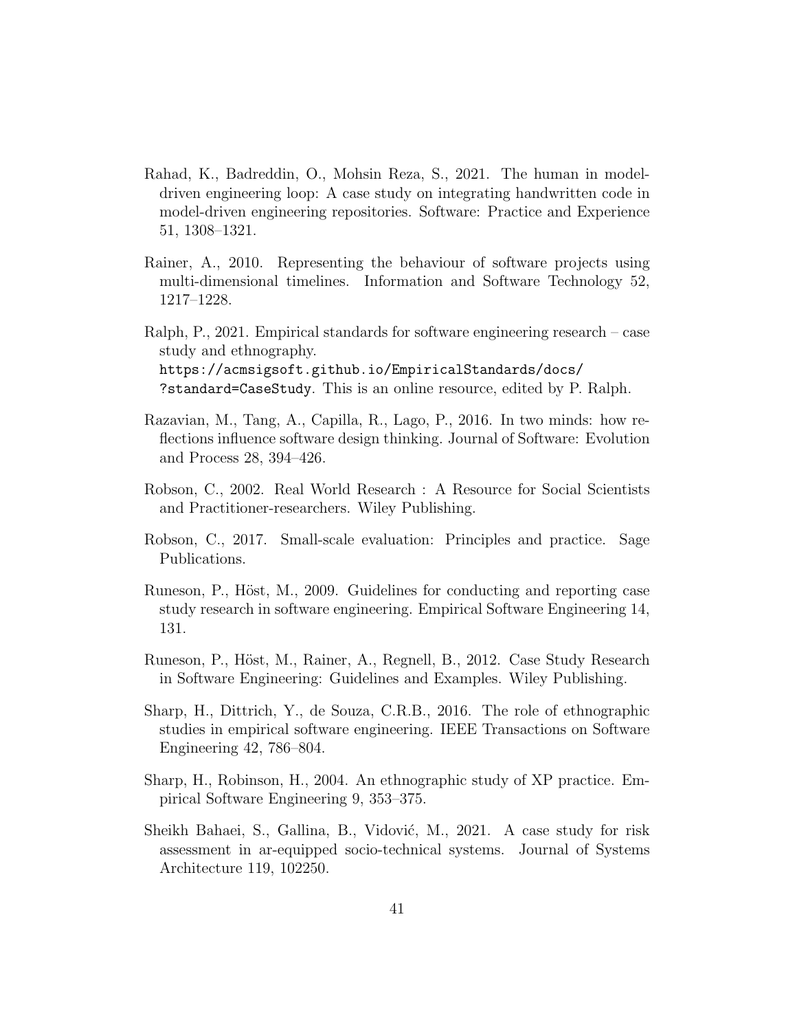Rahad, K., Badreddin, O., Mohsin Reza, S., 2021. The human in model-driven engineering loop: A case study on integrating handwritten code in model-driven engineering repositories. Software: Practice and Experience 51, 1308–1321.

Rainer, A., 2010. Representing the behaviour of software projects using multi-dimensional timelines. Information and Software Technology 52, 1217–1228.

Ralph, P., 2021. Empirical standards for software engineering research – case study and ethnography. `https://acmsigsoft.github.io/EmpiricalStandards/docs/?standard=CaseStudy`. This is an online resource, edited by P. Ralph.

Razavian, M., Tang, A., Capilla, R., Lago, P., 2016. In two minds: how reflections influence software design thinking. Journal of Software: Evolution and Process 28, 394–426.

Robson, C., 2002. Real World Research : A Resource for Social Scientists and Practitioner-researchers. Wiley Publishing.

Robson, C., 2017. Small-scale evaluation: Principles and practice. Sage Publications.

Runeson, P., Höst, M., 2009. Guidelines for conducting and reporting case study research in software engineering. Empirical Software Engineering 14, 131.

Runeson, P., Höst, M., Rainer, A., Regnell, B., 2012. Case Study Research in Software Engineering: Guidelines and Examples. Wiley Publishing.

Sharp, H., Dittrich, Y., de Souza, C.R.B., 2016. The role of ethnographic studies in empirical software engineering. IEEE Transactions on Software Engineering 42, 786–804.

Sharp, H., Robinson, H., 2004. An ethnographic study of XP practice. Empirical Software Engineering 9, 353–375.

Sheikh Bahaei, S., Gallina, B., Vidović, M., 2021. A case study for risk assessment in ar-equipped socio-technical systems. Journal of Systems Architecture 119, 102250.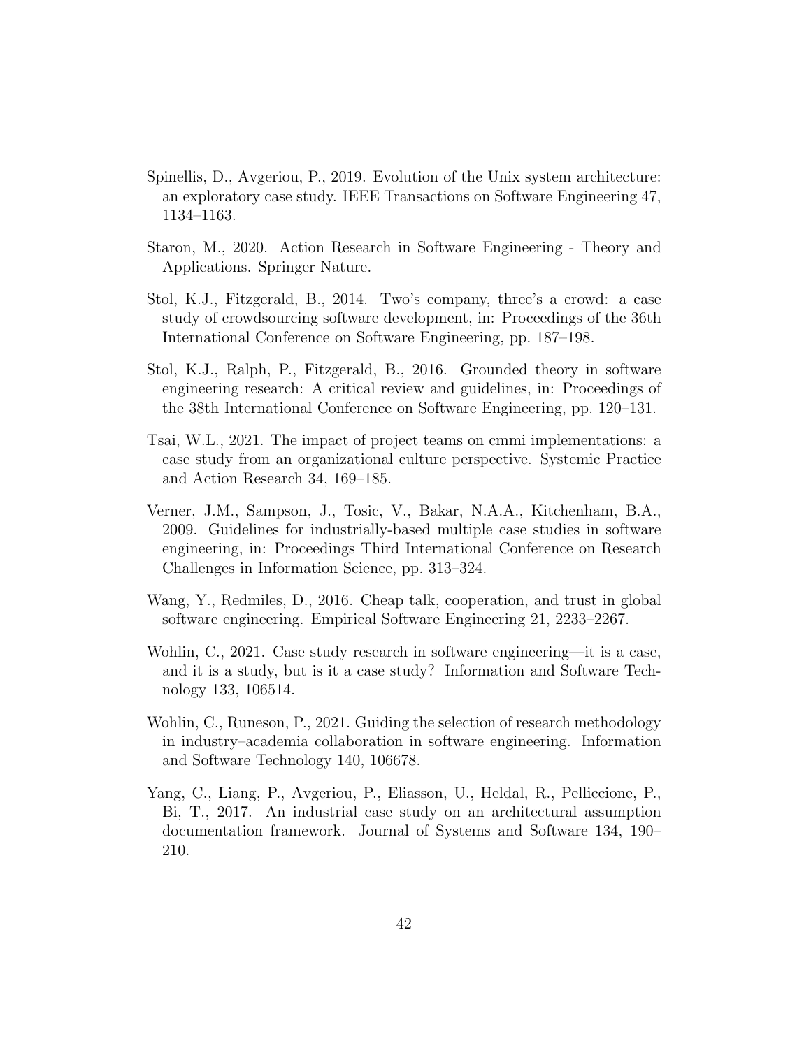Spinellis, D., Avgeriou, P., 2019. Evolution of the Unix system architecture: an exploratory case study. IEEE Transactions on Software Engineering 47, 1134–1163.

Staron, M., 2020. Action Research in Software Engineering - Theory and Applications. Springer Nature.

Stol, K.J., Fitzgerald, B., 2014. Two's company, three's a crowd: a case study of crowdsourcing software development, in: Proceedings of the 36th International Conference on Software Engineering, pp. 187–198.

Stol, K.J., Ralph, P., Fitzgerald, B., 2016. Grounded theory in software engineering research: A critical review and guidelines, in: Proceedings of the 38th International Conference on Software Engineering, pp. 120–131.

Tsai, W.L., 2021. The impact of project teams on cmmi implementations: a case study from an organizational culture perspective. Systemic Practice and Action Research 34, 169–185.

Verner, J.M., Sampson, J., Tosic, V., Bakar, N.A.A., Kitchenham, B.A., 2009. Guidelines for industrially-based multiple case studies in software engineering, in: Proceedings Third International Conference on Research Challenges in Information Science, pp. 313–324.

Wang, Y., Redmiles, D., 2016. Cheap talk, cooperation, and trust in global software engineering. Empirical Software Engineering 21, 2233–2267.

Wohlin, C., 2021. Case study research in software engineering—it is a case, and it is a study, but is it a case study? Information and Software Technology 133, 106514.

Wohlin, C., Runeson, P., 2021. Guiding the selection of research methodology in industry–academia collaboration in software engineering. Information and Software Technology 140, 106678.

Yang, C., Liang, P., Avgeriou, P., Eliasson, U., Heldal, R., Pelliccione, P., Bi, T., 2017. An industrial case study on an architectural assumption documentation framework. Journal of Systems and Software 134, 190–210.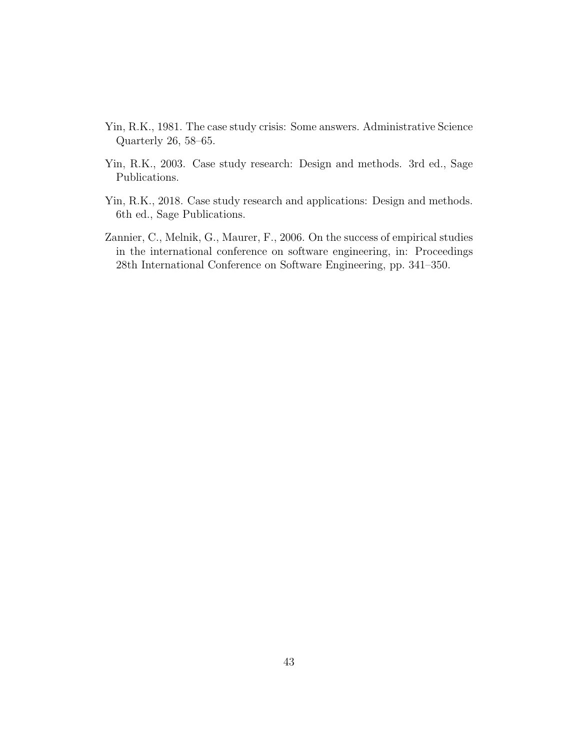Yin, R.K., 1981. The case study crisis: Some answers. Administrative Science Quarterly 26, 58–65.

Yin, R.K., 2003. Case study research: Design and methods. 3rd ed., Sage Publications.

Yin, R.K., 2018. Case study research and applications: Design and methods. 6th ed., Sage Publications.

Zannier, C., Melnik, G., Maurer, F., 2006. On the success of empirical studies in the international conference on software engineering, in: Proceedings 28th International Conference on Software Engineering, pp. 341–350.